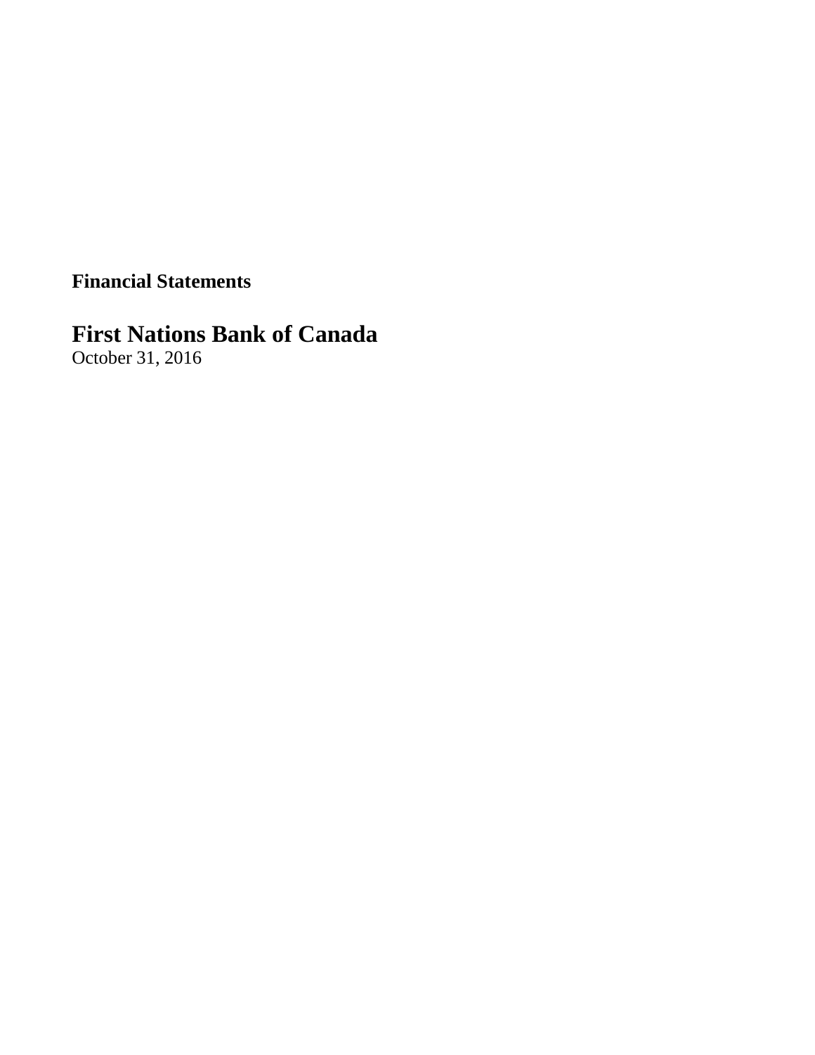**Financial Statements**

# First Nations Bank of Canada

October 31, 2016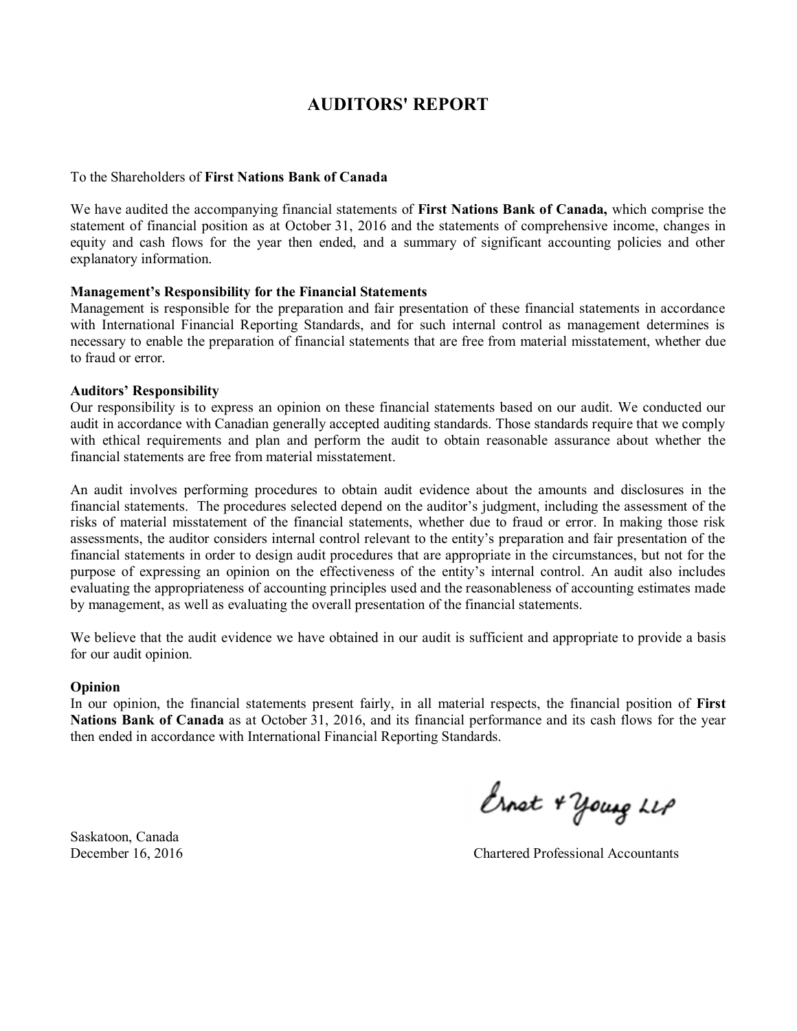# AUDITORS' REPORT

To the Shareholders of **First Nations Bank of Canada**

We have audited the accompanying financial statements of **First Nations Bank of Canada,** which comprise the statement of financial position as at October 31, 2016 and the statements of comprehensive income, changes in equity and cash flows for the year then ended, and a summary of significant accounting policies and other explanatory information.

**Management's Responsibility for the Financial Statements**

Management is responsible for the preparation and fair presentation of these financial statements in accordance with International Financial Reporting Standards, and for such internal control as management determines is necessary to enable the preparation of financial statements that are free from material misstatement, whether due to fraud or error.

**Auditors' Responsibility**

Our responsibility is to express an opinion on these financial statements based on our audit. We conducted our audit in accordance with Canadian generally accepted auditing standards. Those standards require that we comply with ethical requirements and plan and perform the audit to obtain reasonable assurance about whether the financial statements are free from material misstatement.

An audit involves performing procedures to obtain audit evidence about the amounts and disclosures in the financial statements. The procedures selected depend on the auditor's judgment, including the assessment of the risks of material misstatement of the financial statements, whether due to fraud or error. In making those risk assessments, the auditor considers internal control relevant to the entity's preparation and fair presentation of the financial statements in order to design audit procedures that are appropriate in the circumstances, but not for the purpose of expressing an opinion on the effectiveness of the entity's internal control. An audit also includes evaluating the appropriateness of accounting principles used and the reasonableness of accounting estimates made by management, as well as evaluating the overall presentation of the financial statements.

We believe that the audit evidence we have obtained in our audit is sufficient and appropriate to provide a basis for our audit opinion.

**Opinion**

In our opinion, the financial statements present fairly, in all material respects, the financial position of **First Nations Bank of Canada** as at October 31, 2016, and its financial performance and its cash flows for the year then ended in accordance with International Financial Reporting Standards.

Ernst & Young LLP

Saskatoon, Canada
December 16, 2016

Chartered Professional Accountants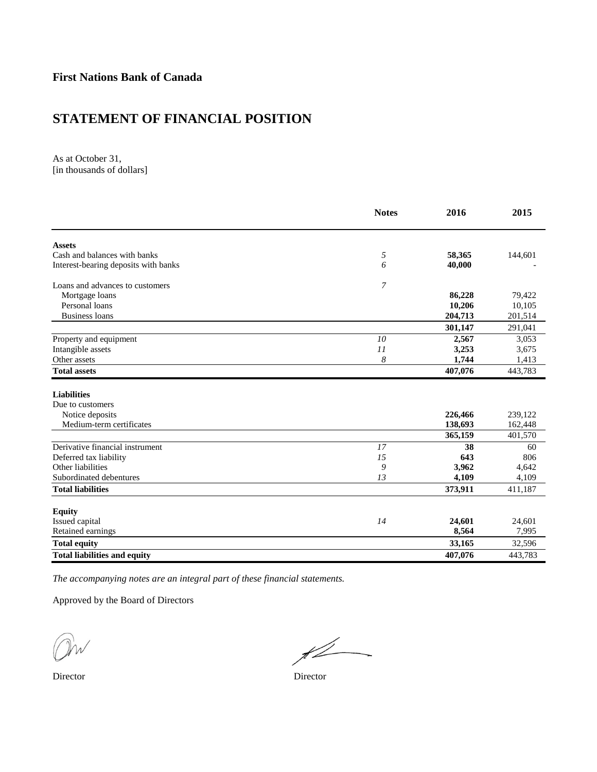**First Nations Bank of Canada**

# STATEMENT OF FINANCIAL POSITION

As at October 31,
[in thousands of dollars]

| | Notes | 2016 | 2015 |
|---|---|---|---|
| **Assets** | | | |
| Cash and balances with banks | *5* | **58,365** | 144,601 |
| Interest-bearing deposits with banks | *6* | **40,000** | - |
| Loans and advances to customers | *7* | | |
| Mortgage loans | | **86,228** | 79,422 |
| Personal loans | | **10,206** | 10,105 |
| Business loans | | **204,713** | 201,514 |
| | | **301,147** | 291,041 |
| Property and equipment | *10* | **2,567** | 3,053 |
| Intangible assets | *11* | **3,253** | 3,675 |
| Other assets | *8* | **1,744** | 1,413 |
| **Total assets** | | **407,076** | 443,783 |
| **Liabilities** | | | |
| Due to customers | | | |
| Notice deposits | | **226,466** | 239,122 |
| Medium-term certificates | | **138,693** | 162,448 |
| | | **365,159** | 401,570 |
| Derivative financial instrument | *17* | **38** | 60 |
| Deferred tax liability | *15* | **643** | 806 |
| Other liabilities | *9* | **3,962** | 4,642 |
| Subordinated debentures | *13* | **4,109** | 4,109 |
| **Total liabilities** | | **373,911** | 411,187 |
| **Equity** | | | |
| Issued capital | *14* | **24,601** | 24,601 |
| Retained earnings | | **8,564** | 7,995 |
| **Total equity** | | **33,165** | 32,596 |
| **Total liabilities and equity** | | **407,076** | 443,783 |

*The accompanying notes are an integral part of these financial statements.*

Approved by the Board of Directors

Director Director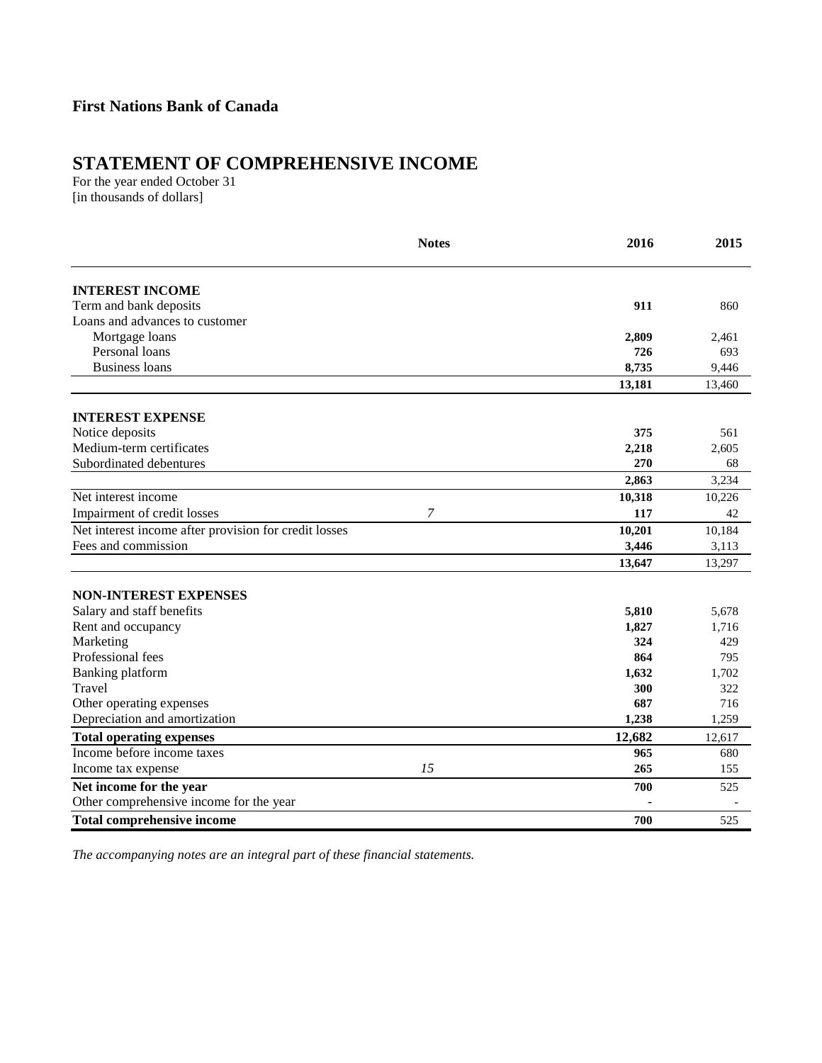**First Nations Bank of Canada**

# STATEMENT OF COMPREHENSIVE INCOME

For the year ended October 31
[in thousands of dollars]

| | Notes | 2016 | 2015 |
|---|---|---|---|
| **INTEREST INCOME** | | | |
| Term and bank deposits | | **911** | 860 |
| Loans and advances to customer | | | |
| Mortgage loans | | **2,809** | 2,461 |
| Personal loans | | **726** | 693 |
| Business loans | | **8,735** | 9,446 |
| | | **13,181** | 13,460 |
| **INTEREST EXPENSE** | | | |
| Notice deposits | | **375** | 561 |
| Medium-term certificates | | **2,218** | 2,605 |
| Subordinated debentures | | **270** | 68 |
| | | **2,863** | 3,234 |
| Net interest income | | **10,318** | 10,226 |
| Impairment of credit losses | *7* | **117** | 42 |
| Net interest income after provision for credit losses | | **10,201** | 10,184 |
| Fees and commission | | **3,446** | 3,113 |
| | | **13,647** | 13,297 |
| **NON-INTEREST EXPENSES** | | | |
| Salary and staff benefits | | **5,810** | 5,678 |
| Rent and occupancy | | **1,827** | 1,716 |
| Marketing | | **324** | 429 |
| Professional fees | | **864** | 795 |
| Banking platform | | **1,632** | 1,702 |
| Travel | | **300** | 322 |
| Other operating expenses | | **687** | 716 |
| Depreciation and amortization | | **1,238** | 1,259 |
| **Total operating expenses** | | **12,682** | 12,617 |
| Income before income taxes | | **965** | 680 |
| Income tax expense | *15* | **265** | 155 |
| **Net income for the year** | | **700** | 525 |
| Other comprehensive income for the year | | **-** | - |
| **Total comprehensive income** | | **700** | 525 |

*The accompanying notes are an integral part of these financial statements.*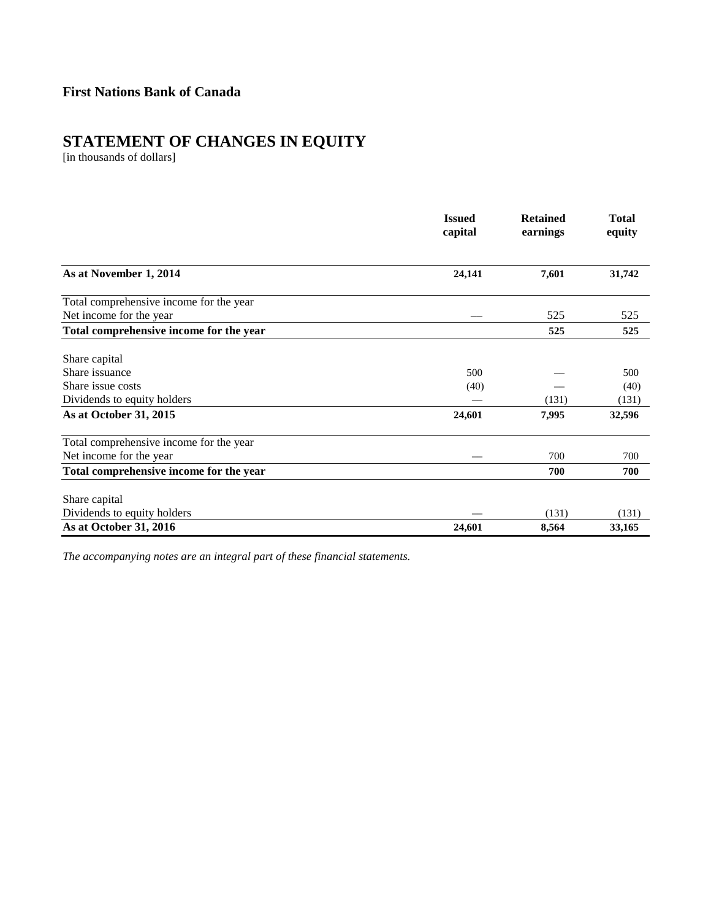**First Nations Bank of Canada**

# STATEMENT OF CHANGES IN EQUITY

[in thousands of dollars]

| | Issued capital | Retained earnings | Total equity |
|---|---|---|---|
| **As at November 1, 2014** | **24,141** | **7,601** | **31,742** |
| Total comprehensive income for the year | | | |
| Net income for the year | — | 525 | 525 |
| **Total comprehensive income for the year** | | **525** | **525** |
| Share capital | | | |
| Share issuance | 500 | — | 500 |
| Share issue costs | (40) | — | (40) |
| Dividends to equity holders | — | (131) | (131) |
| **As at October 31, 2015** | **24,601** | **7,995** | **32,596** |
| Total comprehensive income for the year | | | |
| Net income for the year | — | 700 | 700 |
| **Total comprehensive income for the year** | | **700** | **700** |
| Share capital | | | |
| Dividends to equity holders | — | (131) | (131) |
| **As at October 31, 2016** | **24,601** | **8,564** | **33,165** |

*The accompanying notes are an integral part of these financial statements.*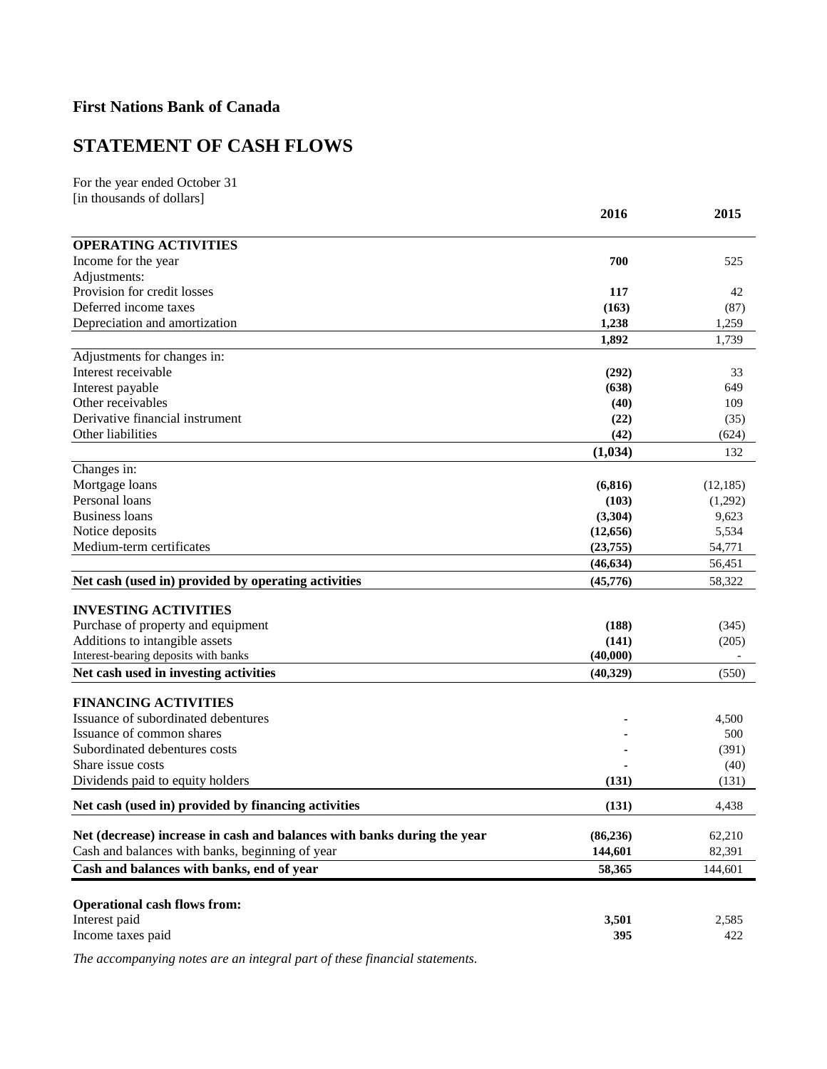# First Nations Bank of Canada

## STATEMENT OF CASH FLOWS

For the year ended October 31
[in thousands of dollars]

| | 2016 | 2015 |
|---|---|---|
| **OPERATING ACTIVITIES** | | |
| Income for the year | **700** | 525 |
| Adjustments: | | |
| Provision for credit losses | **117** | 42 |
| Deferred income taxes | **(163)** | (87) |
| Depreciation and amortization | **1,238** | 1,259 |
| | **1,892** | 1,739 |
| Adjustments for changes in: | | |
| Interest receivable | **(292)** | 33 |
| Interest payable | **(638)** | 649 |
| Other receivables | **(40)** | 109 |
| Derivative financial instrument | **(22)** | (35) |
| Other liabilities | **(42)** | (624) |
| | **(1,034)** | 132 |
| Changes in: | | |
| Mortgage loans | **(6,816)** | (12,185) |
| Personal loans | **(103)** | (1,292) |
| Business loans | **(3,304)** | 9,623 |
| Notice deposits | **(12,656)** | 5,534 |
| Medium-term certificates | **(23,755)** | 54,771 |
| | **(46,634)** | 56,451 |
| **Net cash (used in) provided by operating activities** | **(45,776)** | 58,322 |
| **INVESTING ACTIVITIES** | | |
| Purchase of property and equipment | **(188)** | (345) |
| Additions to intangible assets | **(141)** | (205) |
| Interest-bearing deposits with banks | **(40,000)** | - |
| **Net cash used in investing activities** | **(40,329)** | (550) |
| **FINANCING ACTIVITIES** | | |
| Issuance of subordinated debentures | - | 4,500 |
| Issuance of common shares | - | 500 |
| Subordinated debentures costs | - | (391) |
| Share issue costs | - | (40) |
| Dividends paid to equity holders | **(131)** | (131) |
| **Net cash (used in) provided by financing activities** | **(131)** | 4,438 |
| **Net (decrease) increase in cash and balances with banks during the year** | **(86,236)** | 62,210 |
| Cash and balances with banks, beginning of year | **144,601** | 82,391 |
| **Cash and balances with banks, end of year** | **58,365** | 144,601 |
| **Operational cash flows from:** | | |
| Interest paid | **3,501** | 2,585 |
| Income taxes paid | **395** | 422 |

*The accompanying notes are an integral part of these financial statements.*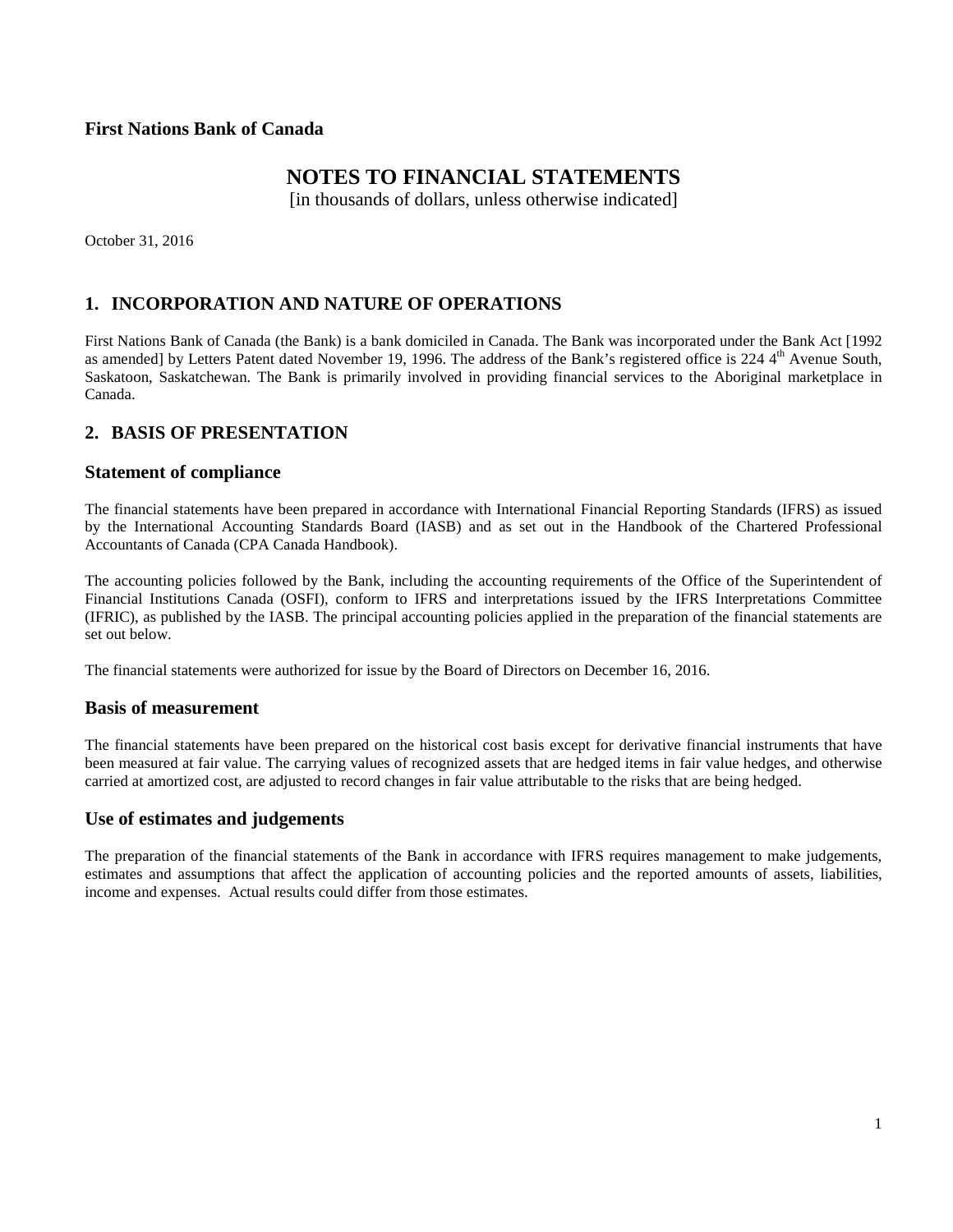**First Nations Bank of Canada**

# NOTES TO FINANCIAL STATEMENTS

[in thousands of dollars, unless otherwise indicated]

October 31, 2016

## 1. INCORPORATION AND NATURE OF OPERATIONS

First Nations Bank of Canada (the Bank) is a bank domiciled in Canada. The Bank was incorporated under the Bank Act [1992 as amended] by Letters Patent dated November 19, 1996. The address of the Bank's registered office is 224 4th Avenue South, Saskatoon, Saskatchewan. The Bank is primarily involved in providing financial services to the Aboriginal marketplace in Canada.

## 2. BASIS OF PRESENTATION

### Statement of compliance

The financial statements have been prepared in accordance with International Financial Reporting Standards (IFRS) as issued by the International Accounting Standards Board (IASB) and as set out in the Handbook of the Chartered Professional Accountants of Canada (CPA Canada Handbook).

The accounting policies followed by the Bank, including the accounting requirements of the Office of the Superintendent of Financial Institutions Canada (OSFI), conform to IFRS and interpretations issued by the IFRS Interpretations Committee (IFRIC), as published by the IASB. The principal accounting policies applied in the preparation of the financial statements are set out below.

The financial statements were authorized for issue by the Board of Directors on December 16, 2016.

### Basis of measurement

The financial statements have been prepared on the historical cost basis except for derivative financial instruments that have been measured at fair value. The carrying values of recognized assets that are hedged items in fair value hedges, and otherwise carried at amortized cost, are adjusted to record changes in fair value attributable to the risks that are being hedged.

### Use of estimates and judgements

The preparation of the financial statements of the Bank in accordance with IFRS requires management to make judgements, estimates and assumptions that affect the application of accounting policies and the reported amounts of assets, liabilities, income and expenses. Actual results could differ from those estimates.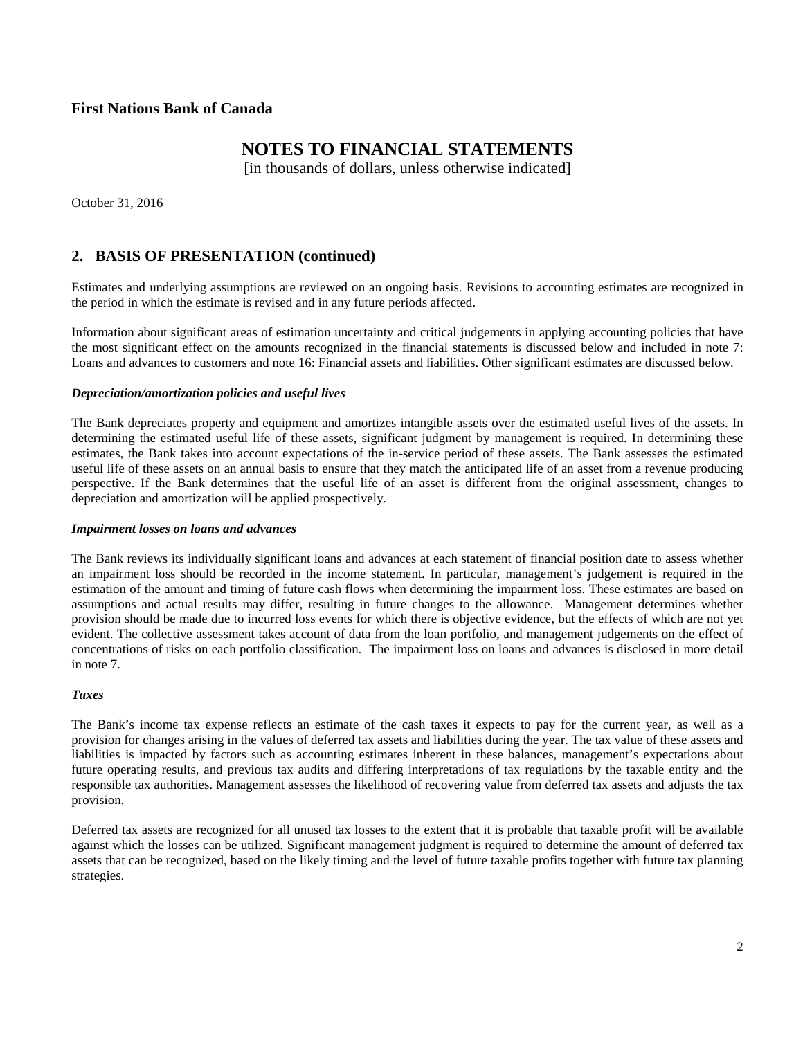## 2. BASIS OF PRESENTATION (continued)

Estimates and underlying assumptions are reviewed on an ongoing basis. Revisions to accounting estimates are recognized in the period in which the estimate is revised and in any future periods affected.

Information about significant areas of estimation uncertainty and critical judgements in applying accounting policies that have the most significant effect on the amounts recognized in the financial statements is discussed below and included in note 7: Loans and advances to customers and note 16: Financial assets and liabilities. Other significant estimates are discussed below.

#### *Depreciation/amortization policies and useful lives*

The Bank depreciates property and equipment and amortizes intangible assets over the estimated useful lives of the assets. In determining the estimated useful life of these assets, significant judgment by management is required. In determining these estimates, the Bank takes into account expectations of the in-service period of these assets. The Bank assesses the estimated useful life of these assets on an annual basis to ensure that they match the anticipated life of an asset from a revenue producing perspective. If the Bank determines that the useful life of an asset is different from the original assessment, changes to depreciation and amortization will be applied prospectively.

#### *Impairment losses on loans and advances*

The Bank reviews its individually significant loans and advances at each statement of financial position date to assess whether an impairment loss should be recorded in the income statement. In particular, management's judgement is required in the estimation of the amount and timing of future cash flows when determining the impairment loss. These estimates are based on assumptions and actual results may differ, resulting in future changes to the allowance. Management determines whether provision should be made due to incurred loss events for which there is objective evidence, but the effects of which are not yet evident. The collective assessment takes account of data from the loan portfolio, and management judgements on the effect of concentrations of risks on each portfolio classification. The impairment loss on loans and advances is disclosed in more detail in note 7.

#### *Taxes*

The Bank's income tax expense reflects an estimate of the cash taxes it expects to pay for the current year, as well as a provision for changes arising in the values of deferred tax assets and liabilities during the year. The tax value of these assets and liabilities is impacted by factors such as accounting estimates inherent in these balances, management's expectations about future operating results, and previous tax audits and differing interpretations of tax regulations by the taxable entity and the responsible tax authorities. Management assesses the likelihood of recovering value from deferred tax assets and adjusts the tax provision.

Deferred tax assets are recognized for all unused tax losses to the extent that it is probable that taxable profit will be available against which the losses can be utilized. Significant management judgment is required to determine the amount of deferred tax assets that can be recognized, based on the likely timing and the level of future taxable profits together with future tax planning strategies.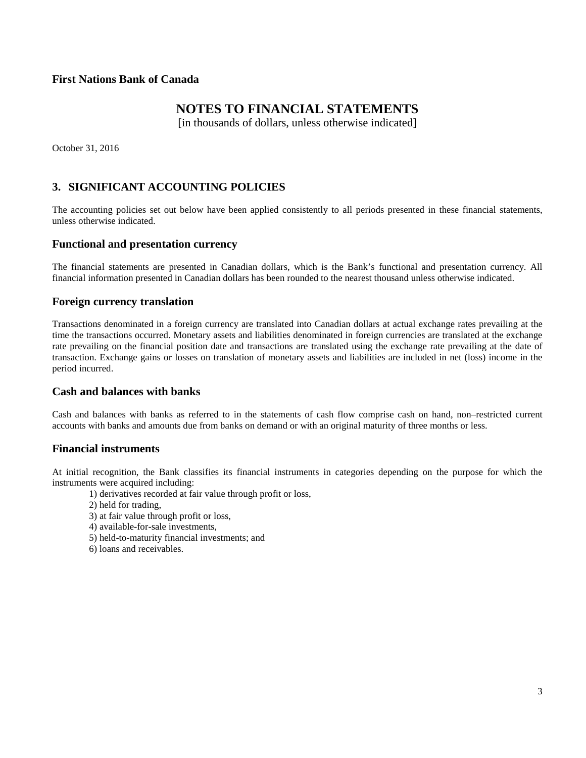**First Nations Bank of Canada**

# NOTES TO FINANCIAL STATEMENTS

[in thousands of dollars, unless otherwise indicated]

October 31, 2016

## 3. SIGNIFICANT ACCOUNTING POLICIES

The accounting policies set out below have been applied consistently to all periods presented in these financial statements, unless otherwise indicated.

### Functional and presentation currency

The financial statements are presented in Canadian dollars, which is the Bank's functional and presentation currency. All financial information presented in Canadian dollars has been rounded to the nearest thousand unless otherwise indicated.

### Foreign currency translation

Transactions denominated in a foreign currency are translated into Canadian dollars at actual exchange rates prevailing at the time the transactions occurred. Monetary assets and liabilities denominated in foreign currencies are translated at the exchange rate prevailing on the financial position date and transactions are translated using the exchange rate prevailing at the date of transaction. Exchange gains or losses on translation of monetary assets and liabilities are included in net (loss) income in the period incurred.

### Cash and balances with banks

Cash and balances with banks as referred to in the statements of cash flow comprise cash on hand, non–restricted current accounts with banks and amounts due from banks on demand or with an original maturity of three months or less.

### Financial instruments

At initial recognition, the Bank classifies its financial instruments in categories depending on the purpose for which the instruments were acquired including:

1) derivatives recorded at fair value through profit or loss,
2) held for trading,
3) at fair value through profit or loss,
4) available-for-sale investments,
5) held-to-maturity financial investments; and
6) loans and receivables.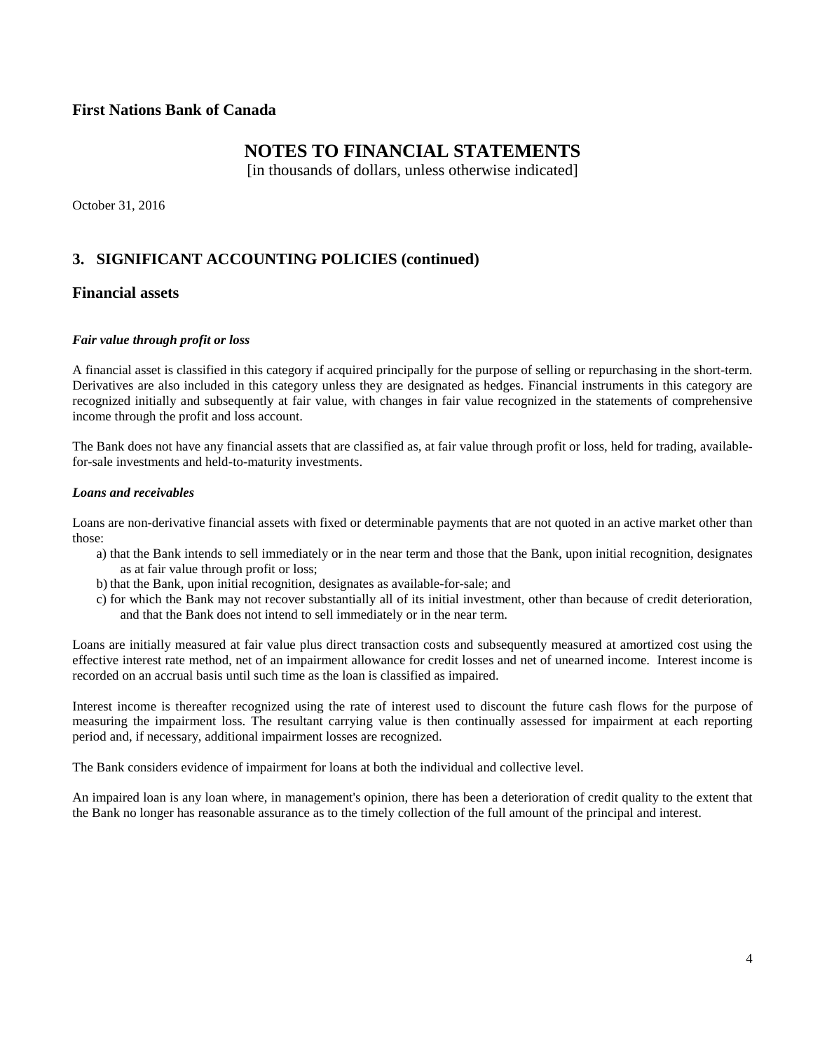**First Nations Bank of Canada**

# NOTES TO FINANCIAL STATEMENTS

[in thousands of dollars, unless otherwise indicated]

October 31, 2016

## 3. SIGNIFICANT ACCOUNTING POLICIES (continued)

## Financial assets

***Fair value through profit or loss***

A financial asset is classified in this category if acquired principally for the purpose of selling or repurchasing in the short-term. Derivatives are also included in this category unless they are designated as hedges. Financial instruments in this category are recognized initially and subsequently at fair value, with changes in fair value recognized in the statements of comprehensive income through the profit and loss account.

The Bank does not have any financial assets that are classified as, at fair value through profit or loss, held for trading, available-for-sale investments and held-to-maturity investments.

***Loans and receivables***

Loans are non-derivative financial assets with fixed or determinable payments that are not quoted in an active market other than those:

a) that the Bank intends to sell immediately or in the near term and those that the Bank, upon initial recognition, designates as at fair value through profit or loss;
b) that the Bank, upon initial recognition, designates as available-for-sale; and
c) for which the Bank may not recover substantially all of its initial investment, other than because of credit deterioration, and that the Bank does not intend to sell immediately or in the near term.

Loans are initially measured at fair value plus direct transaction costs and subsequently measured at amortized cost using the effective interest rate method, net of an impairment allowance for credit losses and net of unearned income. Interest income is recorded on an accrual basis until such time as the loan is classified as impaired.

Interest income is thereafter recognized using the rate of interest used to discount the future cash flows for the purpose of measuring the impairment loss. The resultant carrying value is then continually assessed for impairment at each reporting period and, if necessary, additional impairment losses are recognized.

The Bank considers evidence of impairment for loans at both the individual and collective level.

An impaired loan is any loan where, in management's opinion, there has been a deterioration of credit quality to the extent that the Bank no longer has reasonable assurance as to the timely collection of the full amount of the principal and interest.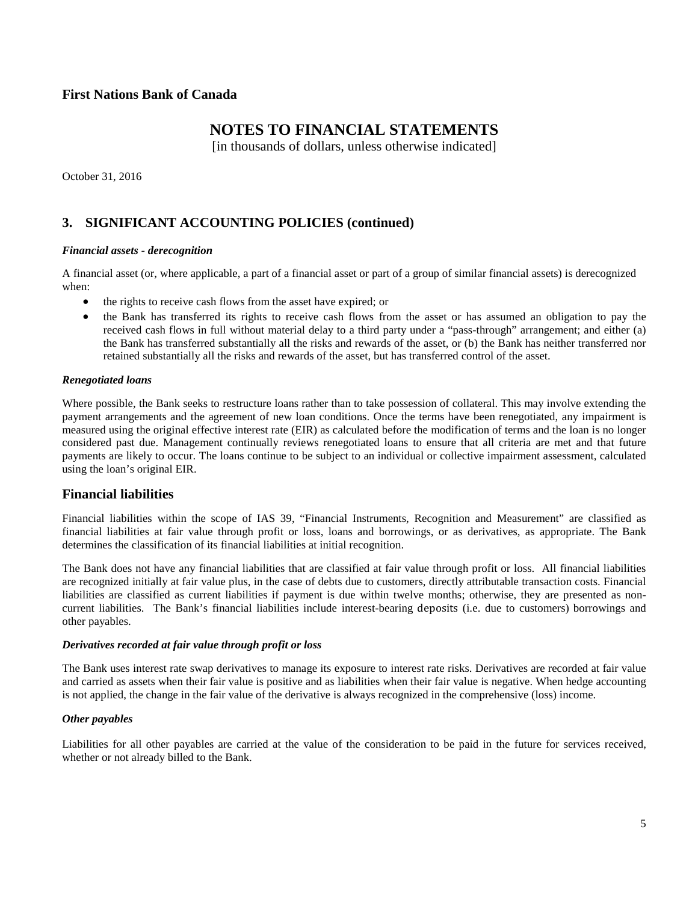## 3. SIGNIFICANT ACCOUNTING POLICIES (continued)

***Financial assets - derecognition***

A financial asset (or, where applicable, a part of a financial asset or part of a group of similar financial assets) is derecognized when:

- the rights to receive cash flows from the asset have expired; or
- the Bank has transferred its rights to receive cash flows from the asset or has assumed an obligation to pay the received cash flows in full without material delay to a third party under a "pass-through" arrangement; and either (a) the Bank has transferred substantially all the risks and rewards of the asset, or (b) the Bank has neither transferred nor retained substantially all the risks and rewards of the asset, but has transferred control of the asset.

***Renegotiated loans***

Where possible, the Bank seeks to restructure loans rather than to take possession of collateral. This may involve extending the payment arrangements and the agreement of new loan conditions. Once the terms have been renegotiated, any impairment is measured using the original effective interest rate (EIR) as calculated before the modification of terms and the loan is no longer considered past due. Management continually reviews renegotiated loans to ensure that all criteria are met and that future payments are likely to occur. The loans continue to be subject to an individual or collective impairment assessment, calculated using the loan's original EIR.

### Financial liabilities

Financial liabilities within the scope of IAS 39, "Financial Instruments, Recognition and Measurement" are classified as financial liabilities at fair value through profit or loss, loans and borrowings, or as derivatives, as appropriate. The Bank determines the classification of its financial liabilities at initial recognition.

The Bank does not have any financial liabilities that are classified at fair value through profit or loss. All financial liabilities are recognized initially at fair value plus, in the case of debts due to customers, directly attributable transaction costs. Financial liabilities are classified as current liabilities if payment is due within twelve months; otherwise, they are presented as non-current liabilities. The Bank's financial liabilities include interest-bearing deposits (i.e. due to customers) borrowings and other payables.

***Derivatives recorded at fair value through profit or loss***

The Bank uses interest rate swap derivatives to manage its exposure to interest rate risks. Derivatives are recorded at fair value and carried as assets when their fair value is positive and as liabilities when their fair value is negative. When hedge accounting is not applied, the change in the fair value of the derivative is always recognized in the comprehensive (loss) income.

***Other payables***

Liabilities for all other payables are carried at the value of the consideration to be paid in the future for services received, whether or not already billed to the Bank.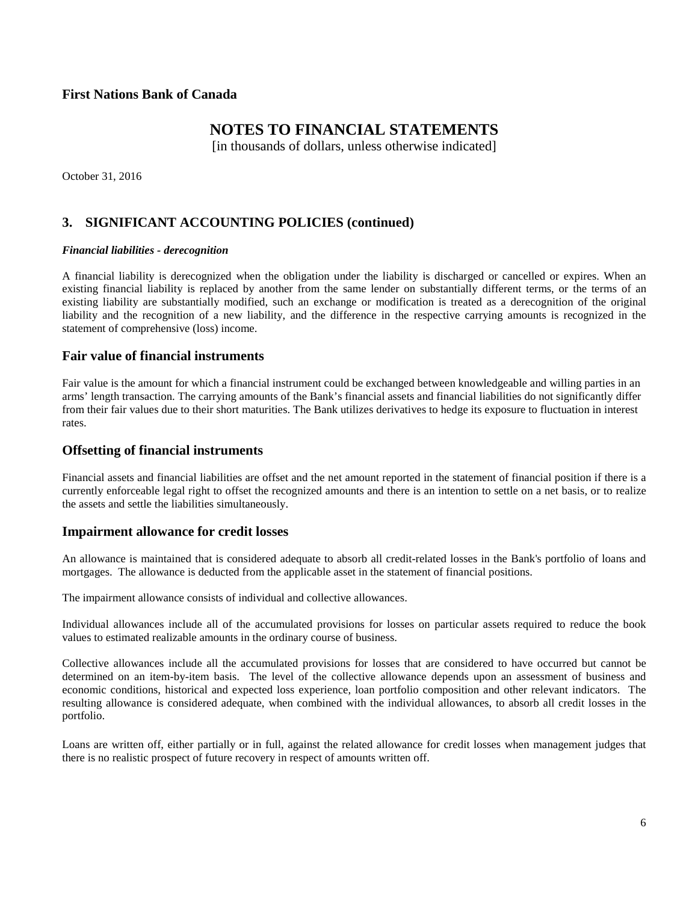# First Nations Bank of Canada

## NOTES TO FINANCIAL STATEMENTS

[in thousands of dollars, unless otherwise indicated]

October 31, 2016

## 3. SIGNIFICANT ACCOUNTING POLICIES (continued)

***Financial liabilities - derecognition***

A financial liability is derecognized when the obligation under the liability is discharged or cancelled or expires. When an existing financial liability is replaced by another from the same lender on substantially different terms, or the terms of an existing liability are substantially modified, such an exchange or modification is treated as a derecognition of the original liability and the recognition of a new liability, and the difference in the respective carrying amounts is recognized in the statement of comprehensive (loss) income.

### Fair value of financial instruments

Fair value is the amount for which a financial instrument could be exchanged between knowledgeable and willing parties in an arms' length transaction. The carrying amounts of the Bank's financial assets and financial liabilities do not significantly differ from their fair values due to their short maturities. The Bank utilizes derivatives to hedge its exposure to fluctuation in interest rates.

### Offsetting of financial instruments

Financial assets and financial liabilities are offset and the net amount reported in the statement of financial position if there is a currently enforceable legal right to offset the recognized amounts and there is an intention to settle on a net basis, or to realize the assets and settle the liabilities simultaneously.

### Impairment allowance for credit losses

An allowance is maintained that is considered adequate to absorb all credit-related losses in the Bank's portfolio of loans and mortgages. The allowance is deducted from the applicable asset in the statement of financial positions.

The impairment allowance consists of individual and collective allowances.

Individual allowances include all of the accumulated provisions for losses on particular assets required to reduce the book values to estimated realizable amounts in the ordinary course of business.

Collective allowances include all the accumulated provisions for losses that are considered to have occurred but cannot be determined on an item-by-item basis. The level of the collective allowance depends upon an assessment of business and economic conditions, historical and expected loss experience, loan portfolio composition and other relevant indicators. The resulting allowance is considered adequate, when combined with the individual allowances, to absorb all credit losses in the portfolio.

Loans are written off, either partially or in full, against the related allowance for credit losses when management judges that there is no realistic prospect of future recovery in respect of amounts written off.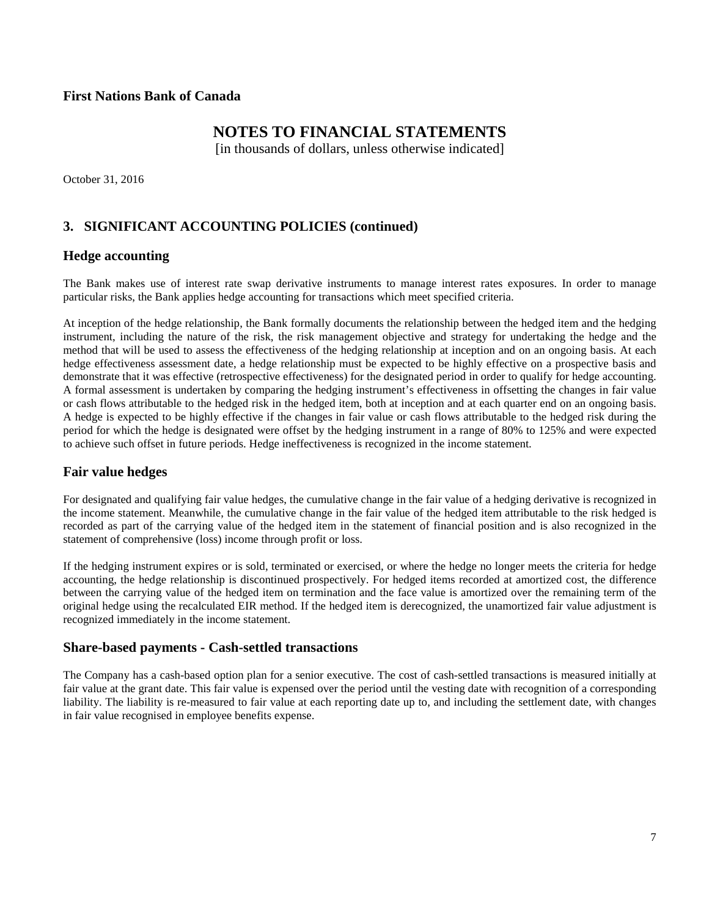## 3. SIGNIFICANT ACCOUNTING POLICIES (continued)

### Hedge accounting

The Bank makes use of interest rate swap derivative instruments to manage interest rates exposures. In order to manage particular risks, the Bank applies hedge accounting for transactions which meet specified criteria.

At inception of the hedge relationship, the Bank formally documents the relationship between the hedged item and the hedging instrument, including the nature of the risk, the risk management objective and strategy for undertaking the hedge and the method that will be used to assess the effectiveness of the hedging relationship at inception and on an ongoing basis. At each hedge effectiveness assessment date, a hedge relationship must be expected to be highly effective on a prospective basis and demonstrate that it was effective (retrospective effectiveness) for the designated period in order to qualify for hedge accounting. A formal assessment is undertaken by comparing the hedging instrument's effectiveness in offsetting the changes in fair value or cash flows attributable to the hedged risk in the hedged item, both at inception and at each quarter end on an ongoing basis. A hedge is expected to be highly effective if the changes in fair value or cash flows attributable to the hedged risk during the period for which the hedge is designated were offset by the hedging instrument in a range of 80% to 125% and were expected to achieve such offset in future periods. Hedge ineffectiveness is recognized in the income statement.

### Fair value hedges

For designated and qualifying fair value hedges, the cumulative change in the fair value of a hedging derivative is recognized in the income statement. Meanwhile, the cumulative change in the fair value of the hedged item attributable to the risk hedged is recorded as part of the carrying value of the hedged item in the statement of financial position and is also recognized in the statement of comprehensive (loss) income through profit or loss.

If the hedging instrument expires or is sold, terminated or exercised, or where the hedge no longer meets the criteria for hedge accounting, the hedge relationship is discontinued prospectively. For hedged items recorded at amortized cost, the difference between the carrying value of the hedged item on termination and the face value is amortized over the remaining term of the original hedge using the recalculated EIR method. If the hedged item is derecognized, the unamortized fair value adjustment is recognized immediately in the income statement.

### Share-based payments - Cash-settled transactions

The Company has a cash-based option plan for a senior executive. The cost of cash-settled transactions is measured initially at fair value at the grant date. This fair value is expensed over the period until the vesting date with recognition of a corresponding liability. The liability is re-measured to fair value at each reporting date up to, and including the settlement date, with changes in fair value recognised in employee benefits expense.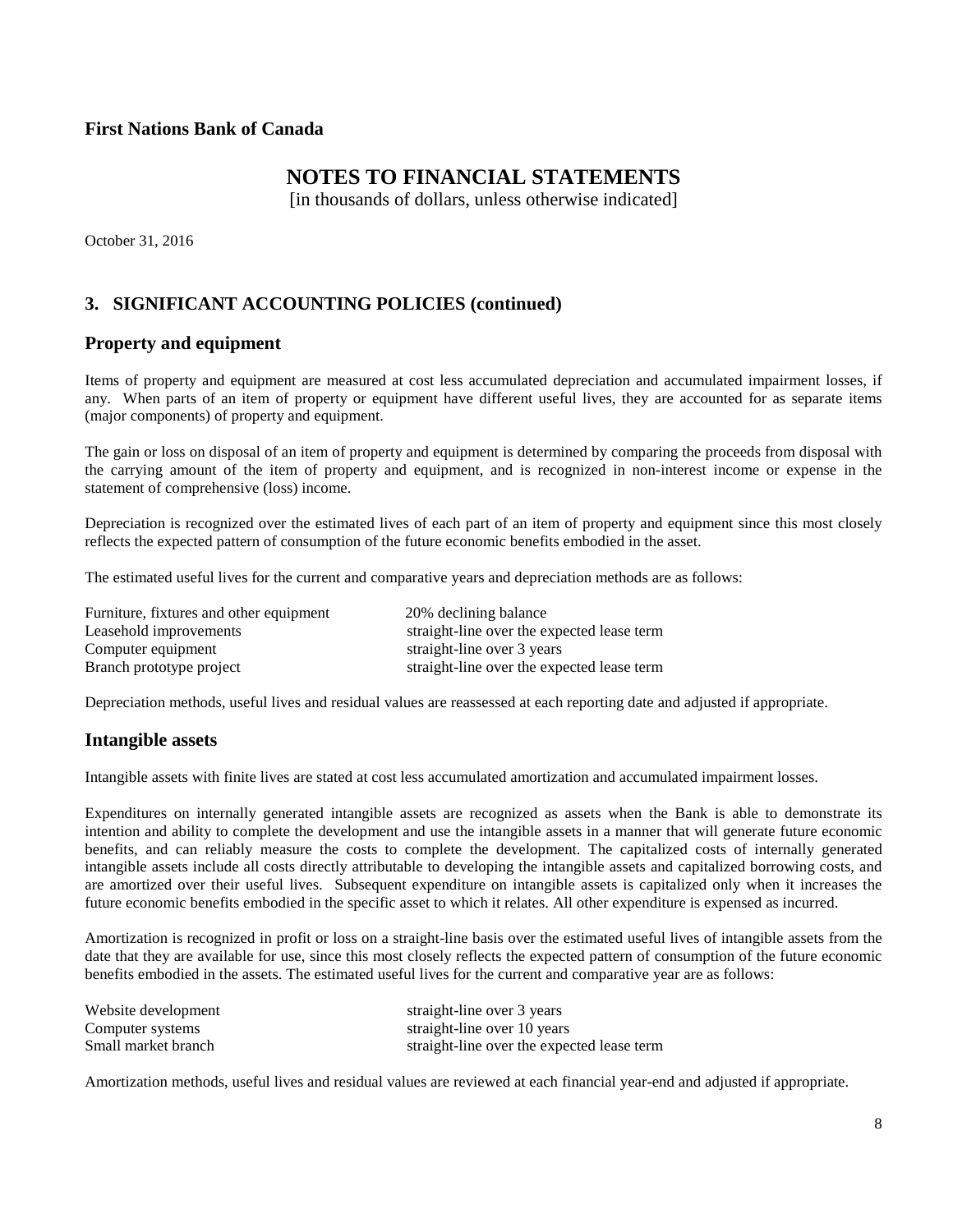**First Nations Bank of Canada**

# NOTES TO FINANCIAL STATEMENTS

[in thousands of dollars, unless otherwise indicated]

October 31, 2016

## 3. SIGNIFICANT ACCOUNTING POLICIES (continued)

### Property and equipment

Items of property and equipment are measured at cost less accumulated depreciation and accumulated impairment losses, if any. When parts of an item of property or equipment have different useful lives, they are accounted for as separate items (major components) of property and equipment.

The gain or loss on disposal of an item of property and equipment is determined by comparing the proceeds from disposal with the carrying amount of the item of property and equipment, and is recognized in non-interest income or expense in the statement of comprehensive (loss) income.

Depreciation is recognized over the estimated lives of each part of an item of property and equipment since this most closely reflects the expected pattern of consumption of the future economic benefits embodied in the asset.

The estimated useful lives for the current and comparative years and depreciation methods are as follows:

| | |
|---|---|
| Furniture, fixtures and other equipment | 20% declining balance |
| Leasehold improvements | straight-line over the expected lease term |
| Computer equipment | straight-line over 3 years |
| Branch prototype project | straight-line over the expected lease term |

Depreciation methods, useful lives and residual values are reassessed at each reporting date and adjusted if appropriate.

### Intangible assets

Intangible assets with finite lives are stated at cost less accumulated amortization and accumulated impairment losses.

Expenditures on internally generated intangible assets are recognized as assets when the Bank is able to demonstrate its intention and ability to complete the development and use the intangible assets in a manner that will generate future economic benefits, and can reliably measure the costs to complete the development. The capitalized costs of internally generated intangible assets include all costs directly attributable to developing the intangible assets and capitalized borrowing costs, and are amortized over their useful lives. Subsequent expenditure on intangible assets is capitalized only when it increases the future economic benefits embodied in the specific asset to which it relates. All other expenditure is expensed as incurred.

Amortization is recognized in profit or loss on a straight-line basis over the estimated useful lives of intangible assets from the date that they are available for use, since this most closely reflects the expected pattern of consumption of the future economic benefits embodied in the assets. The estimated useful lives for the current and comparative year are as follows:

| | |
|---|---|
| Website development | straight-line over 3 years |
| Computer systems | straight-line over 10 years |
| Small market branch | straight-line over the expected lease term |

Amortization methods, useful lives and residual values are reviewed at each financial year-end and adjusted if appropriate.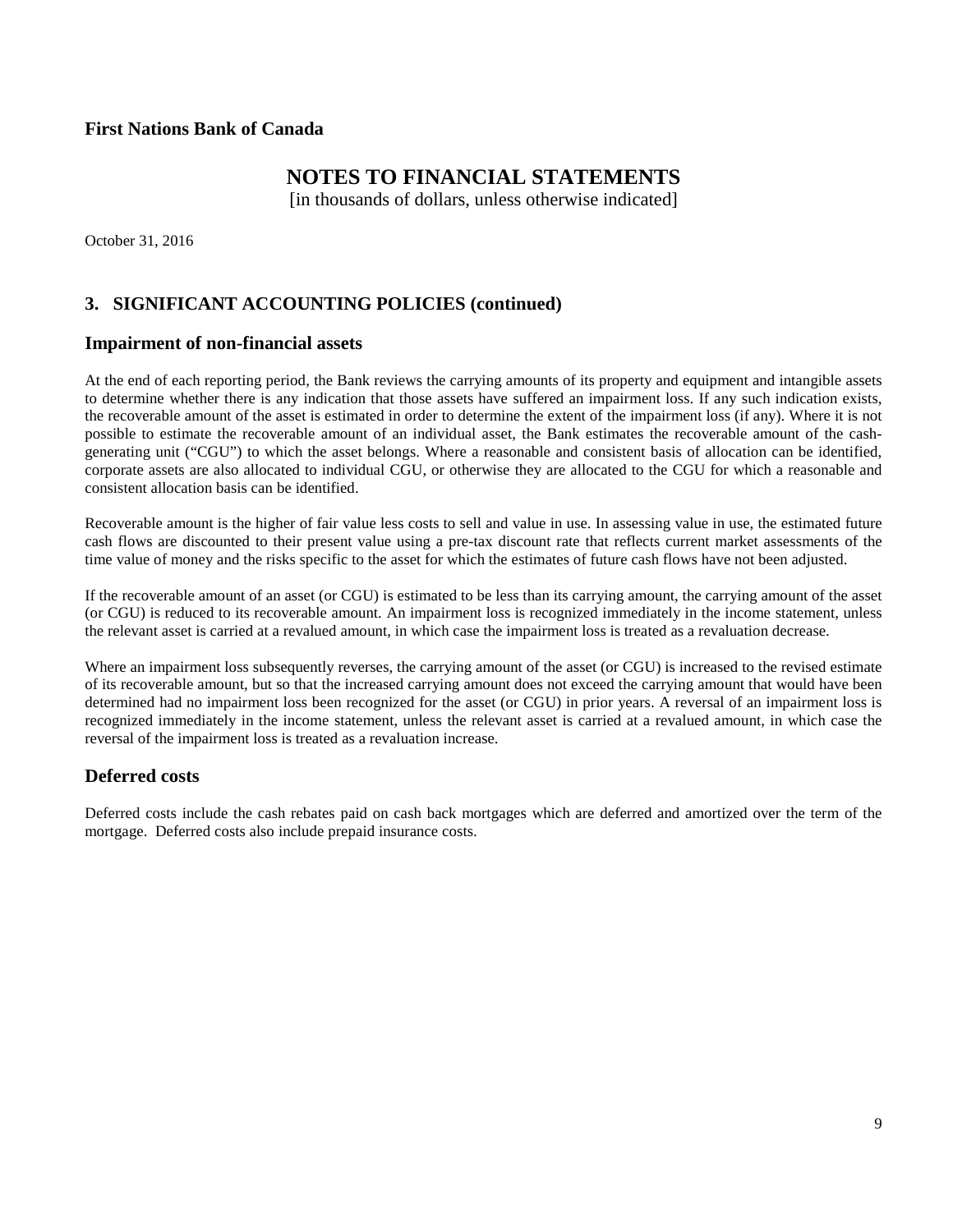First Nations Bank of Canada

# NOTES TO FINANCIAL STATEMENTS

[in thousands of dollars, unless otherwise indicated]

October 31, 2016

## 3. SIGNIFICANT ACCOUNTING POLICIES (continued)

### Impairment of non-financial assets

At the end of each reporting period, the Bank reviews the carrying amounts of its property and equipment and intangible assets to determine whether there is any indication that those assets have suffered an impairment loss. If any such indication exists, the recoverable amount of the asset is estimated in order to determine the extent of the impairment loss (if any). Where it is not possible to estimate the recoverable amount of an individual asset, the Bank estimates the recoverable amount of the cash-generating unit ("CGU") to which the asset belongs. Where a reasonable and consistent basis of allocation can be identified, corporate assets are also allocated to individual CGU, or otherwise they are allocated to the CGU for which a reasonable and consistent allocation basis can be identified.

Recoverable amount is the higher of fair value less costs to sell and value in use. In assessing value in use, the estimated future cash flows are discounted to their present value using a pre-tax discount rate that reflects current market assessments of the time value of money and the risks specific to the asset for which the estimates of future cash flows have not been adjusted.

If the recoverable amount of an asset (or CGU) is estimated to be less than its carrying amount, the carrying amount of the asset (or CGU) is reduced to its recoverable amount. An impairment loss is recognized immediately in the income statement, unless the relevant asset is carried at a revalued amount, in which case the impairment loss is treated as a revaluation decrease.

Where an impairment loss subsequently reverses, the carrying amount of the asset (or CGU) is increased to the revised estimate of its recoverable amount, but so that the increased carrying amount does not exceed the carrying amount that would have been determined had no impairment loss been recognized for the asset (or CGU) in prior years. A reversal of an impairment loss is recognized immediately in the income statement, unless the relevant asset is carried at a revalued amount, in which case the reversal of the impairment loss is treated as a revaluation increase.

### Deferred costs

Deferred costs include the cash rebates paid on cash back mortgages which are deferred and amortized over the term of the mortgage. Deferred costs also include prepaid insurance costs.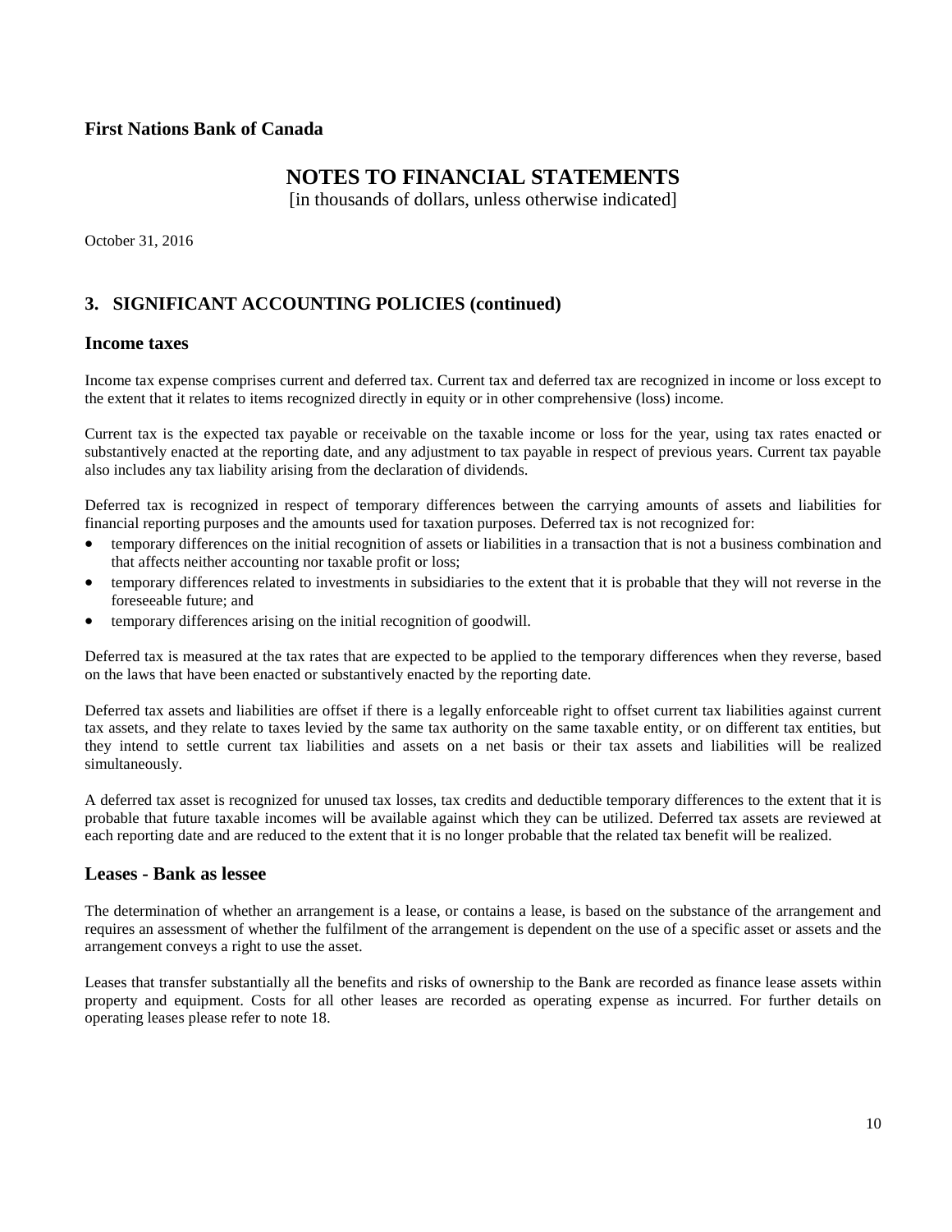## 3. SIGNIFICANT ACCOUNTING POLICIES (continued)

### Income taxes

Income tax expense comprises current and deferred tax. Current tax and deferred tax are recognized in income or loss except to the extent that it relates to items recognized directly in equity or in other comprehensive (loss) income.

Current tax is the expected tax payable or receivable on the taxable income or loss for the year, using tax rates enacted or substantively enacted at the reporting date, and any adjustment to tax payable in respect of previous years. Current tax payable also includes any tax liability arising from the declaration of dividends.

Deferred tax is recognized in respect of temporary differences between the carrying amounts of assets and liabilities for financial reporting purposes and the amounts used for taxation purposes. Deferred tax is not recognized for:

- temporary differences on the initial recognition of assets or liabilities in a transaction that is not a business combination and that affects neither accounting nor taxable profit or loss;
- temporary differences related to investments in subsidiaries to the extent that it is probable that they will not reverse in the foreseeable future; and
- temporary differences arising on the initial recognition of goodwill.

Deferred tax is measured at the tax rates that are expected to be applied to the temporary differences when they reverse, based on the laws that have been enacted or substantively enacted by the reporting date.

Deferred tax assets and liabilities are offset if there is a legally enforceable right to offset current tax liabilities against current tax assets, and they relate to taxes levied by the same tax authority on the same taxable entity, or on different tax entities, but they intend to settle current tax liabilities and assets on a net basis or their tax assets and liabilities will be realized simultaneously.

A deferred tax asset is recognized for unused tax losses, tax credits and deductible temporary differences to the extent that it is probable that future taxable incomes will be available against which they can be utilized. Deferred tax assets are reviewed at each reporting date and are reduced to the extent that it is no longer probable that the related tax benefit will be realized.

### Leases - Bank as lessee

The determination of whether an arrangement is a lease, or contains a lease, is based on the substance of the arrangement and requires an assessment of whether the fulfilment of the arrangement is dependent on the use of a specific asset or assets and the arrangement conveys a right to use the asset.

Leases that transfer substantially all the benefits and risks of ownership to the Bank are recorded as finance lease assets within property and equipment. Costs for all other leases are recorded as operating expense as incurred. For further details on operating leases please refer to note 18.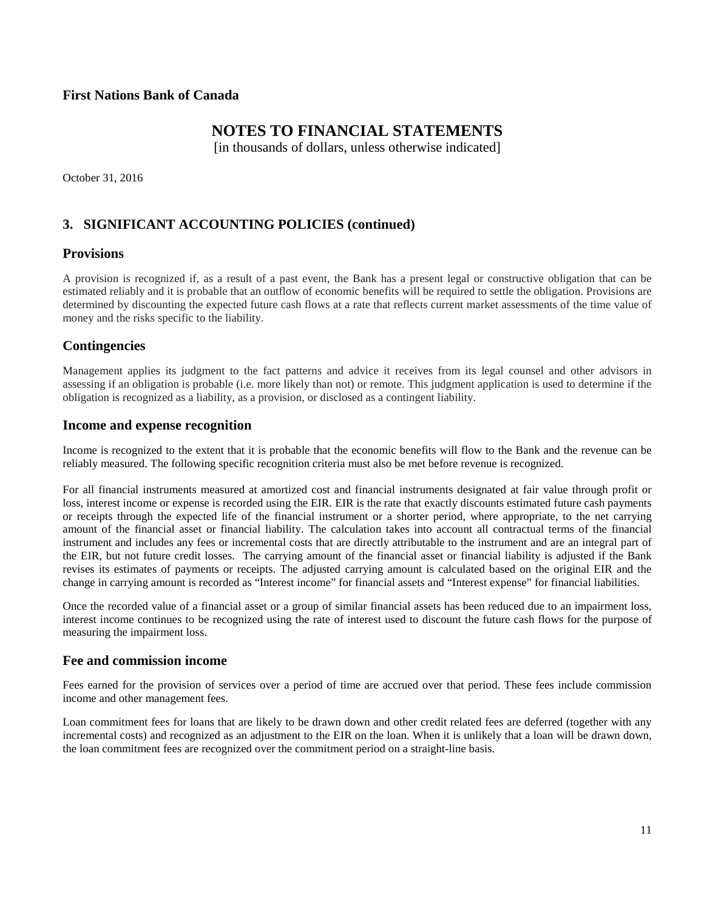# First Nations Bank of Canada

## NOTES TO FINANCIAL STATEMENTS

[in thousands of dollars, unless otherwise indicated]

October 31, 2016

## 3. SIGNIFICANT ACCOUNTING POLICIES (continued)

### Provisions

A provision is recognized if, as a result of a past event, the Bank has a present legal or constructive obligation that can be estimated reliably and it is probable that an outflow of economic benefits will be required to settle the obligation. Provisions are determined by discounting the expected future cash flows at a rate that reflects current market assessments of the time value of money and the risks specific to the liability.

### Contingencies

Management applies its judgment to the fact patterns and advice it receives from its legal counsel and other advisors in assessing if an obligation is probable (i.e. more likely than not) or remote. This judgment application is used to determine if the obligation is recognized as a liability, as a provision, or disclosed as a contingent liability.

### Income and expense recognition

Income is recognized to the extent that it is probable that the economic benefits will flow to the Bank and the revenue can be reliably measured. The following specific recognition criteria must also be met before revenue is recognized.

For all financial instruments measured at amortized cost and financial instruments designated at fair value through profit or loss, interest income or expense is recorded using the EIR. EIR is the rate that exactly discounts estimated future cash payments or receipts through the expected life of the financial instrument or a shorter period, where appropriate, to the net carrying amount of the financial asset or financial liability. The calculation takes into account all contractual terms of the financial instrument and includes any fees or incremental costs that are directly attributable to the instrument and are an integral part of the EIR, but not future credit losses. The carrying amount of the financial asset or financial liability is adjusted if the Bank revises its estimates of payments or receipts. The adjusted carrying amount is calculated based on the original EIR and the change in carrying amount is recorded as "Interest income" for financial assets and "Interest expense" for financial liabilities.

Once the recorded value of a financial asset or a group of similar financial assets has been reduced due to an impairment loss, interest income continues to be recognized using the rate of interest used to discount the future cash flows for the purpose of measuring the impairment loss.

### Fee and commission income

Fees earned for the provision of services over a period of time are accrued over that period. These fees include commission income and other management fees.

Loan commitment fees for loans that are likely to be drawn down and other credit related fees are deferred (together with any incremental costs) and recognized as an adjustment to the EIR on the loan. When it is unlikely that a loan will be drawn down, the loan commitment fees are recognized over the commitment period on a straight-line basis.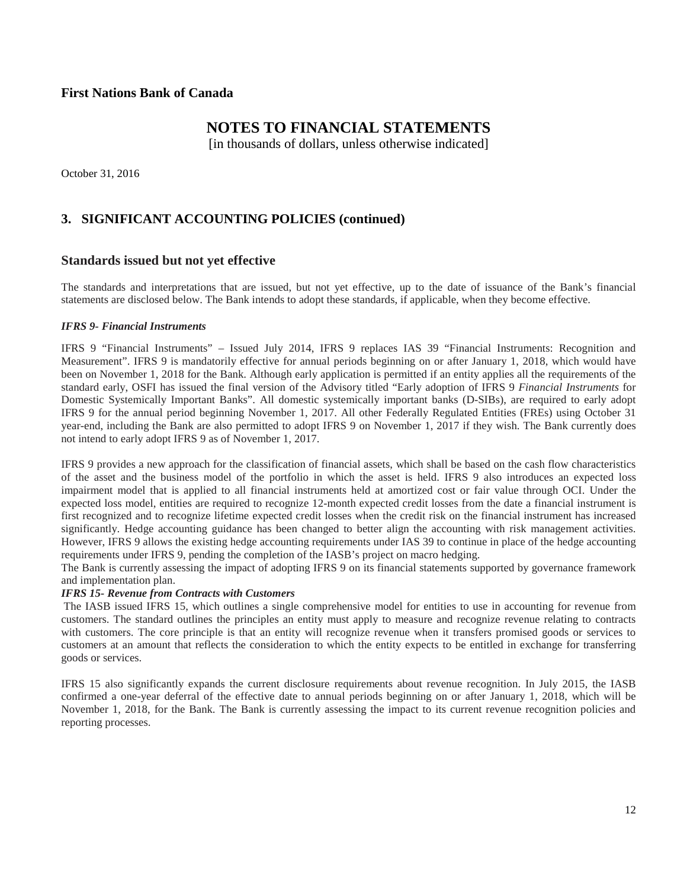**First Nations Bank of Canada**

# NOTES TO FINANCIAL STATEMENTS

[in thousands of dollars, unless otherwise indicated]

October 31, 2016

## 3. SIGNIFICANT ACCOUNTING POLICIES (continued)

### Standards issued but not yet effective

The standards and interpretations that are issued, but not yet effective, up to the date of issuance of the Bank's financial statements are disclosed below. The Bank intends to adopt these standards, if applicable, when they become effective.

***IFRS 9- Financial Instruments***

IFRS 9 "Financial Instruments" – Issued July 2014, IFRS 9 replaces IAS 39 "Financial Instruments: Recognition and Measurement". IFRS 9 is mandatorily effective for annual periods beginning on or after January 1, 2018, which would have been on November 1, 2018 for the Bank. Although early application is permitted if an entity applies all the requirements of the standard early, OSFI has issued the final version of the Advisory titled "Early adoption of IFRS 9 *Financial Instruments* for Domestic Systemically Important Banks". All domestic systemically important banks (D-SIBs), are required to early adopt IFRS 9 for the annual period beginning November 1, 2017. All other Federally Regulated Entities (FREs) using October 31 year-end, including the Bank are also permitted to adopt IFRS 9 on November 1, 2017 if they wish. The Bank currently does not intend to early adopt IFRS 9 as of November 1, 2017.

IFRS 9 provides a new approach for the classification of financial assets, which shall be based on the cash flow characteristics of the asset and the business model of the portfolio in which the asset is held. IFRS 9 also introduces an expected loss impairment model that is applied to all financial instruments held at amortized cost or fair value through OCI. Under the expected loss model, entities are required to recognize 12-month expected credit losses from the date a financial instrument is first recognized and to recognize lifetime expected credit losses when the credit risk on the financial instrument has increased significantly. Hedge accounting guidance has been changed to better align the accounting with risk management activities. However, IFRS 9 allows the existing hedge accounting requirements under IAS 39 to continue in place of the hedge accounting requirements under IFRS 9, pending the completion of the IASB's project on macro hedging.

The Bank is currently assessing the impact of adopting IFRS 9 on its financial statements supported by governance framework and implementation plan.

***IFRS 15- Revenue from Contracts with Customers***

The IASB issued IFRS 15, which outlines a single comprehensive model for entities to use in accounting for revenue from customers. The standard outlines the principles an entity must apply to measure and recognize revenue relating to contracts with customers. The core principle is that an entity will recognize revenue when it transfers promised goods or services to customers at an amount that reflects the consideration to which the entity expects to be entitled in exchange for transferring goods or services.

IFRS 15 also significantly expands the current disclosure requirements about revenue recognition. In July 2015, the IASB confirmed a one-year deferral of the effective date to annual periods beginning on or after January 1, 2018, which will be November 1, 2018, for the Bank. The Bank is currently assessing the impact to its current revenue recognition policies and reporting processes.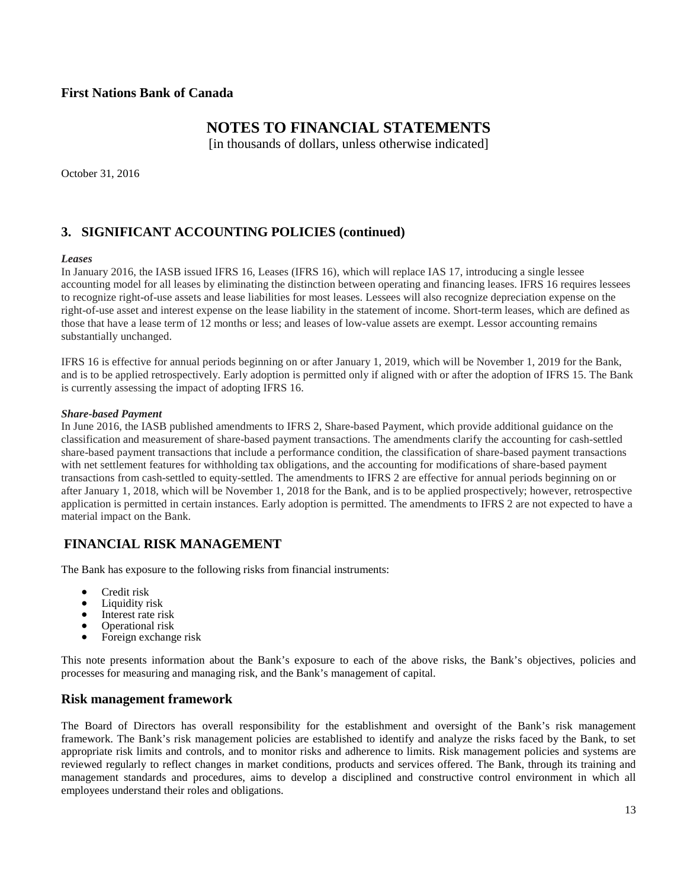# First Nations Bank of Canada

## NOTES TO FINANCIAL STATEMENTS

[in thousands of dollars, unless otherwise indicated]

October 31, 2016

## 3. SIGNIFICANT ACCOUNTING POLICIES (continued)

***Leases***

In January 2016, the IASB issued IFRS 16, Leases (IFRS 16), which will replace IAS 17, introducing a single lessee accounting model for all leases by eliminating the distinction between operating and financing leases. IFRS 16 requires lessees to recognize right-of-use assets and lease liabilities for most leases. Lessees will also recognize depreciation expense on the right-of-use asset and interest expense on the lease liability in the statement of income. Short-term leases, which are defined as those that have a lease term of 12 months or less; and leases of low-value assets are exempt. Lessor accounting remains substantially unchanged.

IFRS 16 is effective for annual periods beginning on or after January 1, 2019, which will be November 1, 2019 for the Bank, and is to be applied retrospectively. Early adoption is permitted only if aligned with or after the adoption of IFRS 15. The Bank is currently assessing the impact of adopting IFRS 16.

***Share-based Payment***

In June 2016, the IASB published amendments to IFRS 2, Share-based Payment, which provide additional guidance on the classification and measurement of share-based payment transactions. The amendments clarify the accounting for cash-settled share-based payment transactions that include a performance condition, the classification of share-based payment transactions with net settlement features for withholding tax obligations, and the accounting for modifications of share-based payment transactions from cash-settled to equity-settled. The amendments to IFRS 2 are effective for annual periods beginning on or after January 1, 2018, which will be November 1, 2018 for the Bank, and is to be applied prospectively; however, retrospective application is permitted in certain instances. Early adoption is permitted. The amendments to IFRS 2 are not expected to have a material impact on the Bank.

## FINANCIAL RISK MANAGEMENT

The Bank has exposure to the following risks from financial instruments:

- Credit risk
- Liquidity risk
- Interest rate risk
- Operational risk
- Foreign exchange risk

This note presents information about the Bank's exposure to each of the above risks, the Bank's objectives, policies and processes for measuring and managing risk, and the Bank's management of capital.

### Risk management framework

The Board of Directors has overall responsibility for the establishment and oversight of the Bank's risk management framework. The Bank's risk management policies are established to identify and analyze the risks faced by the Bank, to set appropriate risk limits and controls, and to monitor risks and adherence to limits. Risk management policies and systems are reviewed regularly to reflect changes in market conditions, products and services offered. The Bank, through its training and management standards and procedures, aims to develop a disciplined and constructive control environment in which all employees understand their roles and obligations.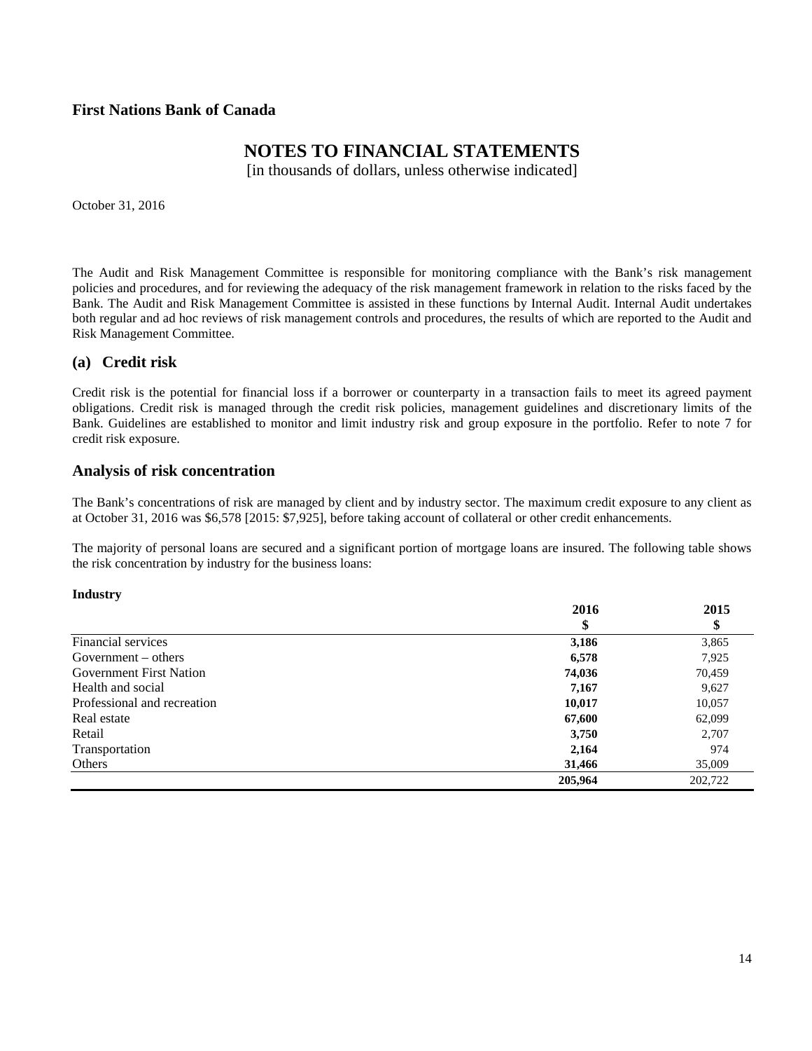**First Nations Bank of Canada**

# NOTES TO FINANCIAL STATEMENTS

[in thousands of dollars, unless otherwise indicated]

October 31, 2016

The Audit and Risk Management Committee is responsible for monitoring compliance with the Bank's risk management policies and procedures, and for reviewing the adequacy of the risk management framework in relation to the risks faced by the Bank. The Audit and Risk Management Committee is assisted in these functions by Internal Audit. Internal Audit undertakes both regular and ad hoc reviews of risk management controls and procedures, the results of which are reported to the Audit and Risk Management Committee.

## (a) Credit risk

Credit risk is the potential for financial loss if a borrower or counterparty in a transaction fails to meet its agreed payment obligations. Credit risk is managed through the credit risk policies, management guidelines and discretionary limits of the Bank. Guidelines are established to monitor and limit industry risk and group exposure in the portfolio. Refer to note 7 for credit risk exposure.

## Analysis of risk concentration

The Bank's concentrations of risk are managed by client and by industry sector. The maximum credit exposure to any client as at October 31, 2016 was $6,578 [2015: $7,925], before taking account of collateral or other credit enhancements.

The majority of personal loans are secured and a significant portion of mortgage loans are insured. The following table shows the risk concentration by industry for the business loans:

**Industry**

| | 2016<br>$ | 2015<br>$ |
|---|---|---|
| Financial services | **3,186** | 3,865 |
| Government – others | **6,578** | 7,925 |
| Government First Nation | **74,036** | 70,459 |
| Health and social | **7,167** | 9,627 |
| Professional and recreation | **10,017** | 10,057 |
| Real estate | **67,600** | 62,099 |
| Retail | **3,750** | 2,707 |
| Transportation | **2,164** | 974 |
| Others | **31,466** | 35,009 |
| | **205,964** | 202,722 |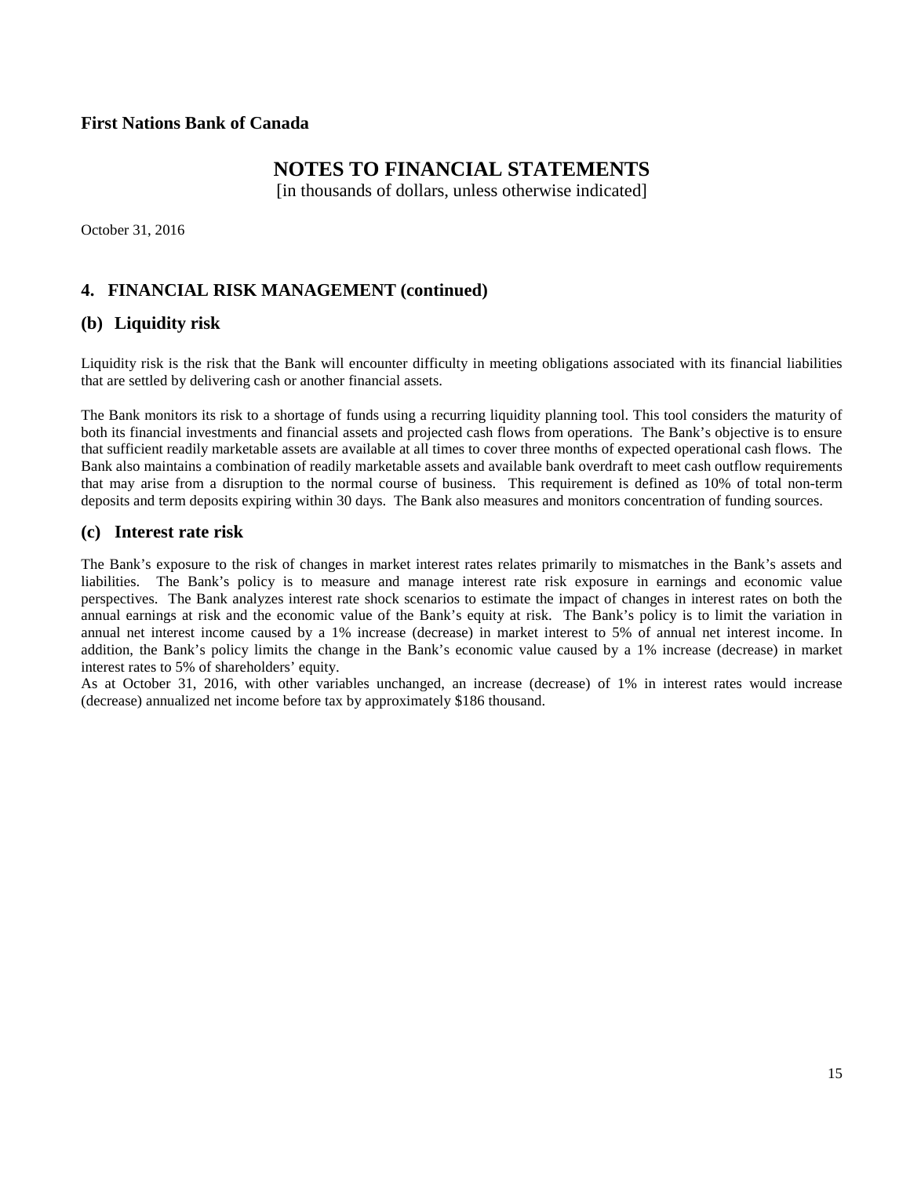**First Nations Bank of Canada**

# NOTES TO FINANCIAL STATEMENTS

[in thousands of dollars, unless otherwise indicated]

October 31, 2016

## 4. FINANCIAL RISK MANAGEMENT (continued)

### (b) Liquidity risk

Liquidity risk is the risk that the Bank will encounter difficulty in meeting obligations associated with its financial liabilities that are settled by delivering cash or another financial assets.

The Bank monitors its risk to a shortage of funds using a recurring liquidity planning tool. This tool considers the maturity of both its financial investments and financial assets and projected cash flows from operations. The Bank's objective is to ensure that sufficient readily marketable assets are available at all times to cover three months of expected operational cash flows. The Bank also maintains a combination of readily marketable assets and available bank overdraft to meet cash outflow requirements that may arise from a disruption to the normal course of business. This requirement is defined as 10% of total non-term deposits and term deposits expiring within 30 days. The Bank also measures and monitors concentration of funding sources.

### (c) Interest rate risk

The Bank's exposure to the risk of changes in market interest rates relates primarily to mismatches in the Bank's assets and liabilities. The Bank's policy is to measure and manage interest rate risk exposure in earnings and economic value perspectives. The Bank analyzes interest rate shock scenarios to estimate the impact of changes in interest rates on both the annual earnings at risk and the economic value of the Bank's equity at risk. The Bank's policy is to limit the variation in annual net interest income caused by a 1% increase (decrease) in market interest to 5% of annual net interest income. In addition, the Bank's policy limits the change in the Bank's economic value caused by a 1% increase (decrease) in market interest rates to 5% of shareholders' equity.

As at October 31, 2016, with other variables unchanged, an increase (decrease) of 1% in interest rates would increase (decrease) annualized net income before tax by approximately $186 thousand.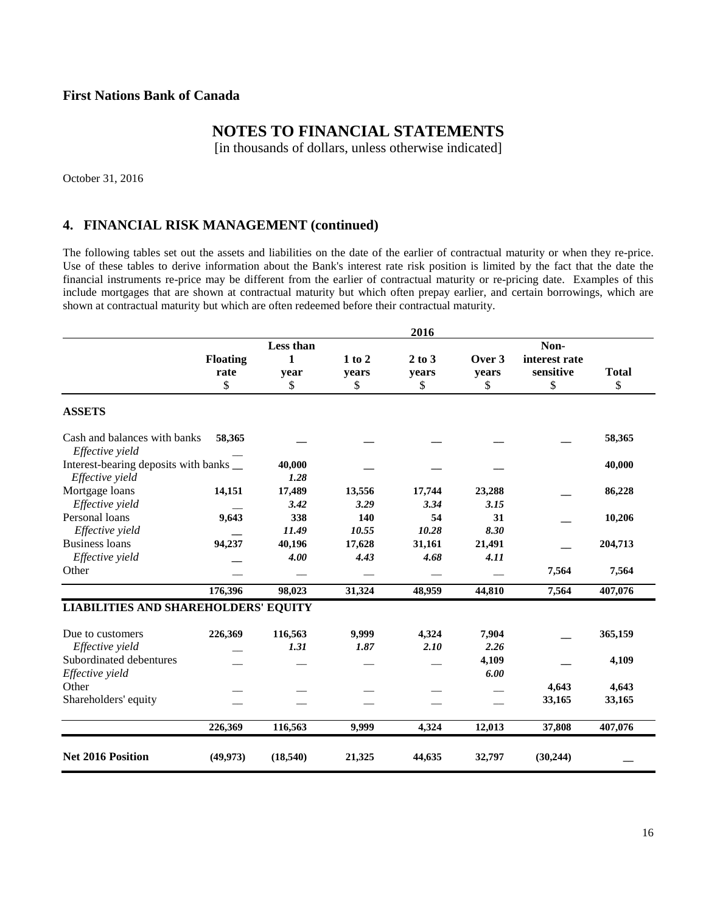**First Nations Bank of Canada**

# NOTES TO FINANCIAL STATEMENTS

[in thousands of dollars, unless otherwise indicated]

October 31, 2016

## 4. FINANCIAL RISK MANAGEMENT (continued)

The following tables set out the assets and liabilities on the date of the earlier of contractual maturity or when they re-price. Use of these tables to derive information about the Bank's interest rate risk position is limited by the fact that the date the financial instruments re-price may be different from the earlier of contractual maturity or re-pricing date. Examples of this include mortgages that are shown at contractual maturity but which often prepay earlier, and certain borrowings, which are shown at contractual maturity but which are often redeemed before their contractual maturity.

| | 2016 | | | | | | |
|---|---|---|---|---|---|---|---|
| | **Floating rate** \$ | **Less than 1 year** \$ | **1 to 2 years** \$ | **2 to 3 years** \$ | **Over 3 years** \$ | **Non-interest rate sensitive** \$ | **Total** \$ |
| **ASSETS** | | | | | | | |
| Cash and balances with banks | **58,365** | — | — | — | — | — | **58,365** |
| *Effective yield* | — | | | | | | |
| Interest-bearing deposits with banks | — | **40,000** | — | — | — | | **40,000** |
| *Effective yield* | | ***1.28*** | | | | | |
| Mortgage loans | **14,151** | **17,489** | **13,556** | **17,744** | **23,288** | — | **86,228** |
| *Effective yield* | — | ***3.42*** | ***3.29*** | ***3.34*** | ***3.15*** | | |
| Personal loans | **9,643** | **338** | **140** | **54** | **31** | — | **10,206** |
| *Effective yield* | — | ***11.49*** | ***10.55*** | ***10.28*** | ***8.30*** | | |
| Business loans | **94,237** | **40,196** | **17,628** | **31,161** | **21,491** | — | **204,713** |
| *Effective yield* | — | ***4.00*** | ***4.43*** | ***4.68*** | ***4.11*** | | |
| Other | — | — | — | — | — | **7,564** | **7,564** |
| | **176,396** | **98,023** | **31,324** | **48,959** | **44,810** | **7,564** | **407,076** |
| **LIABILITIES AND SHAREHOLDERS' EQUITY** | | | | | | | |
| Due to customers | **226,369** | **116,563** | **9,999** | **4,324** | **7,904** | — | **365,159** |
| *Effective yield* | — | ***1.31*** | ***1.87*** | ***2.10*** | ***2.26*** | | |
| Subordinated debentures | — | — | — | — | **4,109** | — | **4,109** |
| *Effective yield* | | | | | ***6.00*** | | |
| Other | — | — | — | — | — | **4,643** | **4,643** |
| Shareholders' equity | — | — | — | — | — | **33,165** | **33,165** |
| | **226,369** | **116,563** | **9,999** | **4,324** | **12,013** | **37,808** | **407,076** |
| **Net 2016 Position** | **(49,973)** | **(18,540)** | **21,325** | **44,635** | **32,797** | **(30,244)** | **—** |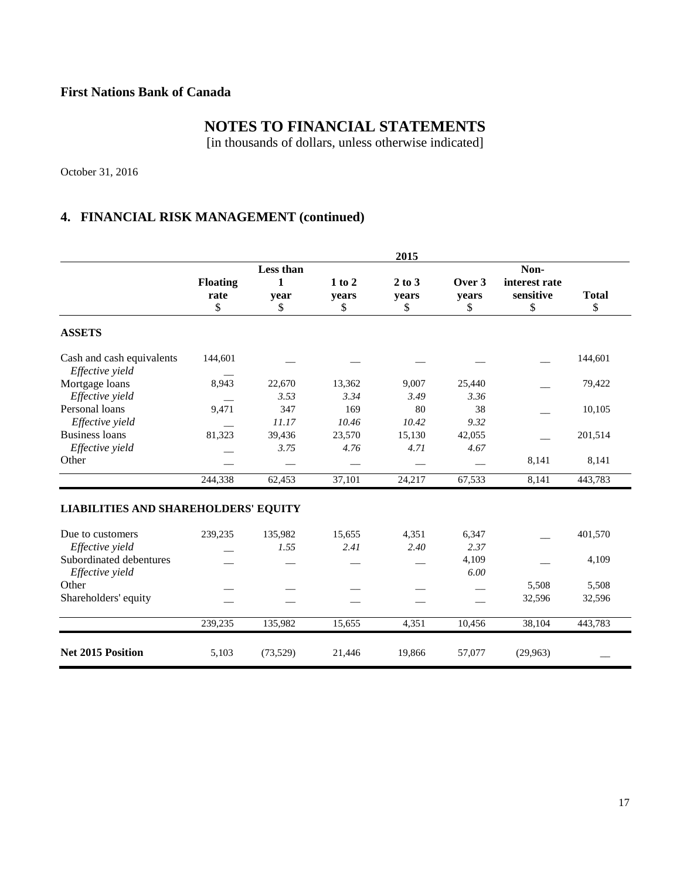**First Nations Bank of Canada**

# NOTES TO FINANCIAL STATEMENTS

[in thousands of dollars, unless otherwise indicated]

October 31, 2016

## 4. FINANCIAL RISK MANAGEMENT (continued)

| | 2015 | | | | | | |
|---|---|---|---|---|---|---|---|
| | Floating rate $ | Less than 1 year $ | 1 to 2 years $ | 2 to 3 years $ | Over 3 years $ | Non-interest rate sensitive $ | Total $ |
| **ASSETS** | | | | | | | |
| Cash and cash equivalents | 144,601 | — | — | — | — | — | 144,601 |
| *Effective yield* | — | | | | | | |
| Mortgage loans | 8,943 | 22,670 | 13,362 | 9,007 | 25,440 | — | 79,422 |
| *Effective yield* | — | *3.53* | *3.34* | *3.49* | *3.36* | | |
| Personal loans | 9,471 | 347 | 169 | 80 | 38 | — | 10,105 |
| *Effective yield* | — | *11.17* | *10.46* | *10.42* | *9.32* | | |
| Business loans | 81,323 | 39,436 | 23,570 | 15,130 | 42,055 | — | 201,514 |
| *Effective yield* | — | *3.75* | *4.76* | *4.71* | *4.67* | | |
| Other | — | — | — | — | — | 8,141 | 8,141 |
| | 244,338 | 62,453 | 37,101 | 24,217 | 67,533 | 8,141 | 443,783 |
| **LIABILITIES AND SHAREHOLDERS' EQUITY** | | | | | | | |
| Due to customers | 239,235 | 135,982 | 15,655 | 4,351 | 6,347 | — | 401,570 |
| *Effective yield* | — | *1.55* | *2.41* | *2.40* | *2.37* | | |
| Subordinated debentures | — | — | — | — | 4,109 | — | 4,109 |
| *Effective yield* | | | | | *6.00* | | |
| Other | — | — | — | — | — | 5,508 | 5,508 |
| Shareholders' equity | — | — | — | — | — | 32,596 | 32,596 |
| | 239,235 | 135,982 | 15,655 | 4,351 | 10,456 | 38,104 | 443,783 |
| **Net 2015 Position** | 5,103 | (73,529) | 21,446 | 19,866 | 57,077 | (29,963) | — |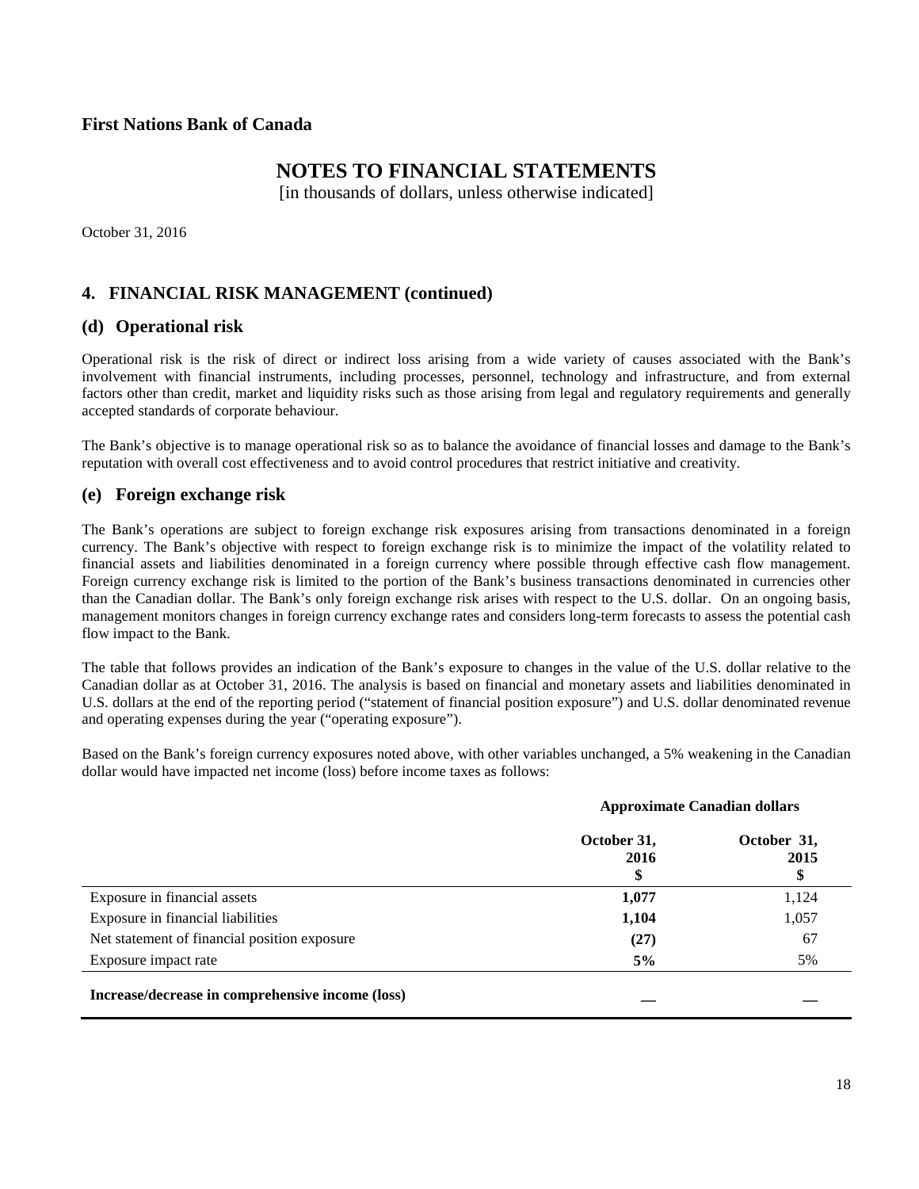**First Nations Bank of Canada**

# NOTES TO FINANCIAL STATEMENTS

[in thousands of dollars, unless otherwise indicated]

October 31, 2016

## 4. FINANCIAL RISK MANAGEMENT (continued)

### (d) Operational risk

Operational risk is the risk of direct or indirect loss arising from a wide variety of causes associated with the Bank's involvement with financial instruments, including processes, personnel, technology and infrastructure, and from external factors other than credit, market and liquidity risks such as those arising from legal and regulatory requirements and generally accepted standards of corporate behaviour.

The Bank's objective is to manage operational risk so as to balance the avoidance of financial losses and damage to the Bank's reputation with overall cost effectiveness and to avoid control procedures that restrict initiative and creativity.

### (e) Foreign exchange risk

The Bank's operations are subject to foreign exchange risk exposures arising from transactions denominated in a foreign currency. The Bank's objective with respect to foreign exchange risk is to minimize the impact of the volatility related to financial assets and liabilities denominated in a foreign currency where possible through effective cash flow management. Foreign currency exchange risk is limited to the portion of the Bank's business transactions denominated in currencies other than the Canadian dollar. The Bank's only foreign exchange risk arises with respect to the U.S. dollar. On an ongoing basis, management monitors changes in foreign currency exchange rates and considers long-term forecasts to assess the potential cash flow impact to the Bank.

The table that follows provides an indication of the Bank's exposure to changes in the value of the U.S. dollar relative to the Canadian dollar as at October 31, 2016. The analysis is based on financial and monetary assets and liabilities denominated in U.S. dollars at the end of the reporting period ("statement of financial position exposure") and U.S. dollar denominated revenue and operating expenses during the year ("operating exposure").

Based on the Bank's foreign currency exposures noted above, with other variables unchanged, a 5% weakening in the Canadian dollar would have impacted net income (loss) before income taxes as follows:

| | **Approximate Canadian dollars** | |
|---|---|---|
| | **October 31, 2016 $** | **October 31, 2015 $** |
| Exposure in financial assets | **1,077** | 1,124 |
| Exposure in financial liabilities | **1,104** | 1,057 |
| Net statement of financial position exposure | **(27)** | 67 |
| Exposure impact rate | **5%** | 5% |
| **Increase/decrease in comprehensive income (loss)** | **—** | **—** |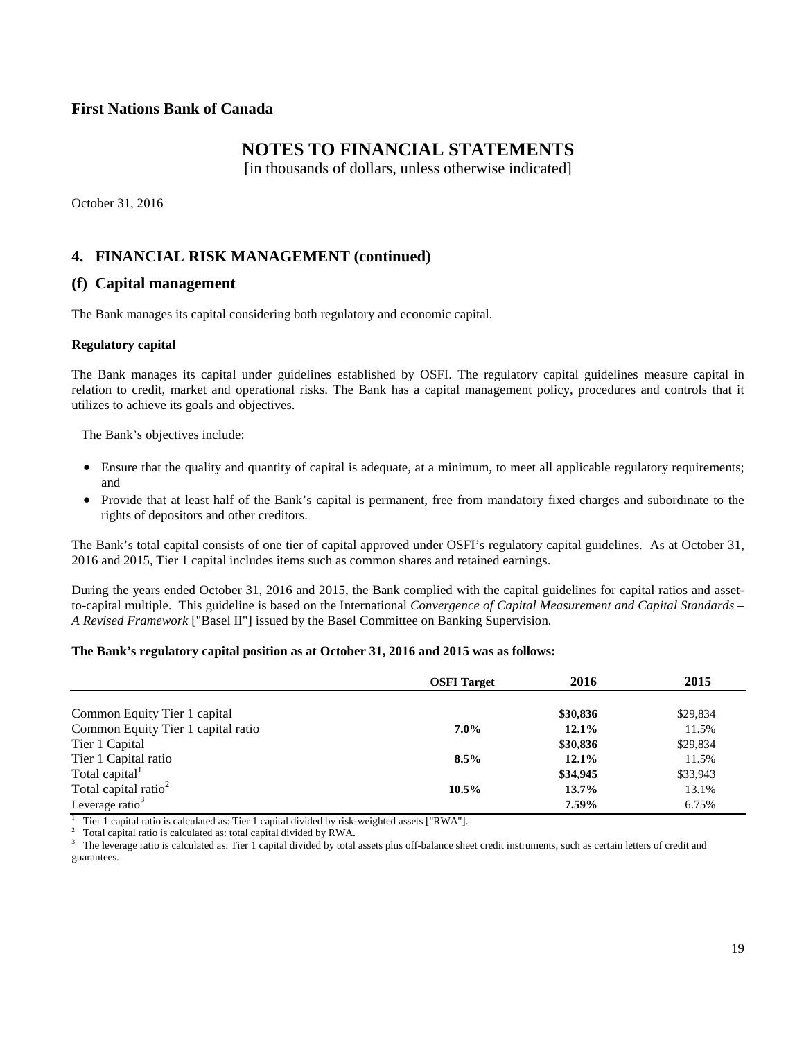**First Nations Bank of Canada**

# NOTES TO FINANCIAL STATEMENTS

[in thousands of dollars, unless otherwise indicated]

October 31, 2016

## 4. FINANCIAL RISK MANAGEMENT (continued)

## (f) Capital management

The Bank manages its capital considering both regulatory and economic capital.

**Regulatory capital**

The Bank manages its capital under guidelines established by OSFI. The regulatory capital guidelines measure capital in relation to credit, market and operational risks. The Bank has a capital management policy, procedures and controls that it utilizes to achieve its goals and objectives.

The Bank's objectives include:

- Ensure that the quality and quantity of capital is adequate, at a minimum, to meet all applicable regulatory requirements; and
- Provide that at least half of the Bank's capital is permanent, free from mandatory fixed charges and subordinate to the rights of depositors and other creditors.

The Bank's total capital consists of one tier of capital approved under OSFI's regulatory capital guidelines. As at October 31, 2016 and 2015, Tier 1 capital includes items such as common shares and retained earnings.

During the years ended October 31, 2016 and 2015, the Bank complied with the capital guidelines for capital ratios and asset-to-capital multiple. This guideline is based on the International *Convergence of Capital Measurement and Capital Standards – A Revised Framework* ["Basel II"] issued by the Basel Committee on Banking Supervision.

**The Bank's regulatory capital position as at October 31, 2016 and 2015 was as follows:**

| | OSFI Target | 2016 | 2015 |
|---|---|---|---|
| Common Equity Tier 1 capital | | **$30,836** | $29,834 |
| Common Equity Tier 1 capital ratio | **7.0%** | **12.1%** | 11.5% |
| Tier 1 Capital | | **$30,836** | $29,834 |
| Tier 1 Capital ratio | **8.5%** | **12.1%** | 11.5% |
| Total capital[1] | | **$34,945** | $33,943 |
| Total capital ratio[2] | **10.5%** | **13.7%** | 13.1% |
| Leverage ratio[3] | | **7.59%** | 6.75% |

[1] Tier 1 capital ratio is calculated as: Tier 1 capital divided by risk-weighted assets ["RWA"].

[2] Total capital ratio is calculated as: total capital divided by RWA.

[3] The leverage ratio is calculated as: Tier 1 capital divided by total assets plus off-balance sheet credit instruments, such as certain letters of credit and guarantees.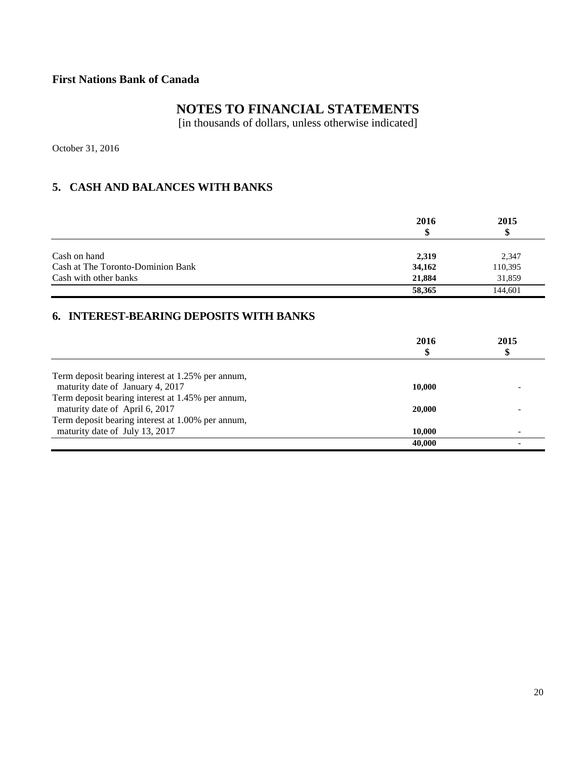**First Nations Bank of Canada**

# NOTES TO FINANCIAL STATEMENTS

[in thousands of dollars, unless otherwise indicated]

October 31, 2016

## 5. CASH AND BALANCES WITH BANKS

| | 2016<br>$ | 2015<br>$ |
|---|---|---|
| Cash on hand | **2,319** | 2,347 |
| Cash at The Toronto-Dominion Bank | **34,162** | 110,395 |
| Cash with other banks | **21,884** | 31,859 |
| | **58,365** | 144,601 |

## 6. INTEREST-BEARING DEPOSITS WITH BANKS

| | 2016<br>$ | 2015<br>$ |
|---|---|---|
| Term deposit bearing interest at 1.25% per annum, maturity date of January 4, 2017 | **10,000** | - |
| Term deposit bearing interest at 1.45% per annum, maturity date of April 6, 2017 | **20,000** | - |
| Term deposit bearing interest at 1.00% per annum, maturity date of July 13, 2017 | **10,000** | - |
| | **40,000** | - |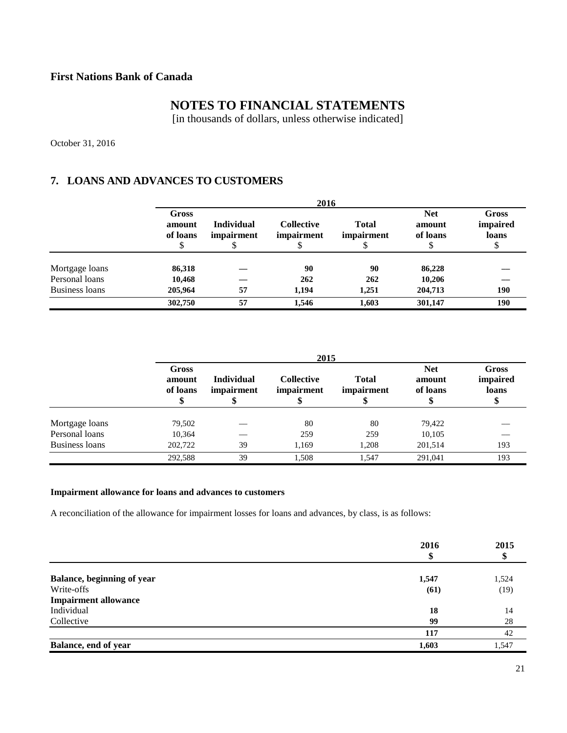**First Nations Bank of Canada**

# NOTES TO FINANCIAL STATEMENTS

[in thousands of dollars, unless otherwise indicated]

October 31, 2016

## 7. LOANS AND ADVANCES TO CUSTOMERS

| | 2016 | | | | | |
|---|---|---|---|---|---|---|
| | **Gross amount of loans** $ | **Individual impairment** $ | **Collective impairment** $ | **Total impairment** $ | **Net amount of loans** $ | **Gross impaired loans** $ |
| Mortgage loans | **86,318** | **—** | **90** | **90** | **86,228** | **—** |
| Personal loans | **10,468** | **—** | **262** | **262** | **10,206** | **—** |
| Business loans | **205,964** | **57** | **1,194** | **1,251** | **204,713** | **190** |
| | **302,750** | **57** | **1,546** | **1,603** | **301,147** | **190** |

| | 2015 | | | | | |
|---|---|---|---|---|---|---|
| | **Gross amount of loans** $ | **Individual impairment** $ | **Collective impairment** $ | **Total impairment** $ | **Net amount of loans** $ | **Gross impaired loans** $ |
| Mortgage loans | 79,502 | — | 80 | 80 | 79,422 | — |
| Personal loans | 10,364 | — | 259 | 259 | 10,105 | — |
| Business loans | 202,722 | 39 | 1,169 | 1,208 | 201,514 | 193 |
| | 292,588 | 39 | 1,508 | 1,547 | 291,041 | 193 |

**Impairment allowance for loans and advances to customers**

A reconciliation of the allowance for impairment losses for loans and advances, by class, is as follows:

| | **2016** $ | **2015** $ |
|---|---|---|
| **Balance, beginning of year** | **1,547** | 1,524 |
| Write-offs | **(61)** | (19) |
| **Impairment allowance** | | |
| Individual | **18** | 14 |
| Collective | **99** | 28 |
| | **117** | 42 |
| **Balance, end of year** | **1,603** | 1,547 |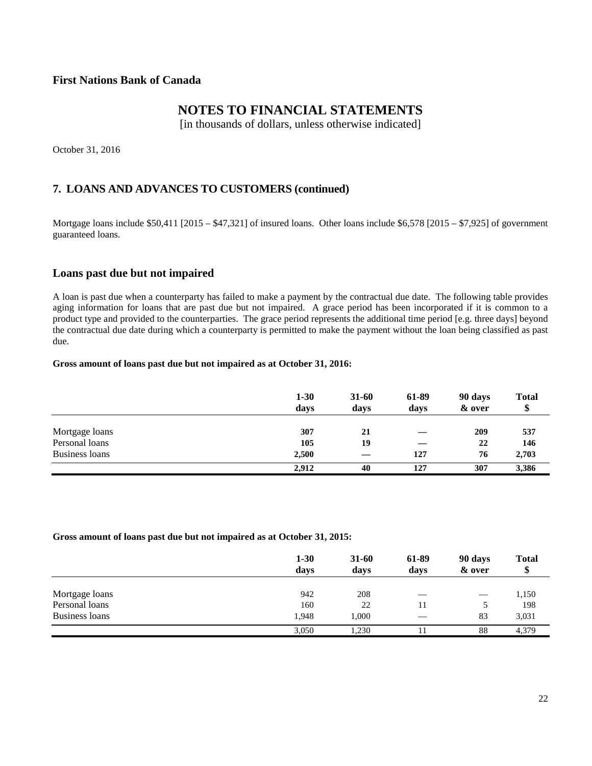**First Nations Bank of Canada**

# NOTES TO FINANCIAL STATEMENTS

[in thousands of dollars, unless otherwise indicated]

October 31, 2016

## 7. LOANS AND ADVANCES TO CUSTOMERS (continued)

Mortgage loans include $50,411 [2015 – $47,321] of insured loans. Other loans include $6,578 [2015 – $7,925] of government guaranteed loans.

## Loans past due but not impaired

A loan is past due when a counterparty has failed to make a payment by the contractual due date. The following table provides aging information for loans that are past due but not impaired. A grace period has been incorporated if it is common to a product type and provided to the counterparties. The grace period represents the additional time period [e.g. three days] beyond the contractual due date during which a counterparty is permitted to make the payment without the loan being classified as past due.

**Gross amount of loans past due but not impaired as at October 31, 2016:**

| | 1-30 days | 31-60 days | 61-89 days | 90 days & over | Total $ |
|---|---|---|---|---|---|
| Mortgage loans | **307** | **21** | **—** | **209** | **537** |
| Personal loans | **105** | **19** | **—** | **22** | **146** |
| Business loans | **2,500** | **—** | **127** | **76** | **2,703** |
| | **2,912** | **40** | **127** | **307** | **3,386** |

**Gross amount of loans past due but not impaired as at October 31, 2015:**

| | 1-30 days | 31-60 days | 61-89 days | 90 days & over | Total $ |
|---|---|---|---|---|---|
| Mortgage loans | 942 | 208 | — | — | 1,150 |
| Personal loans | 160 | 22 | 11 | 5 | 198 |
| Business loans | 1,948 | 1,000 | — | 83 | 3,031 |
| | 3,050 | 1,230 | 11 | 88 | 4,379 |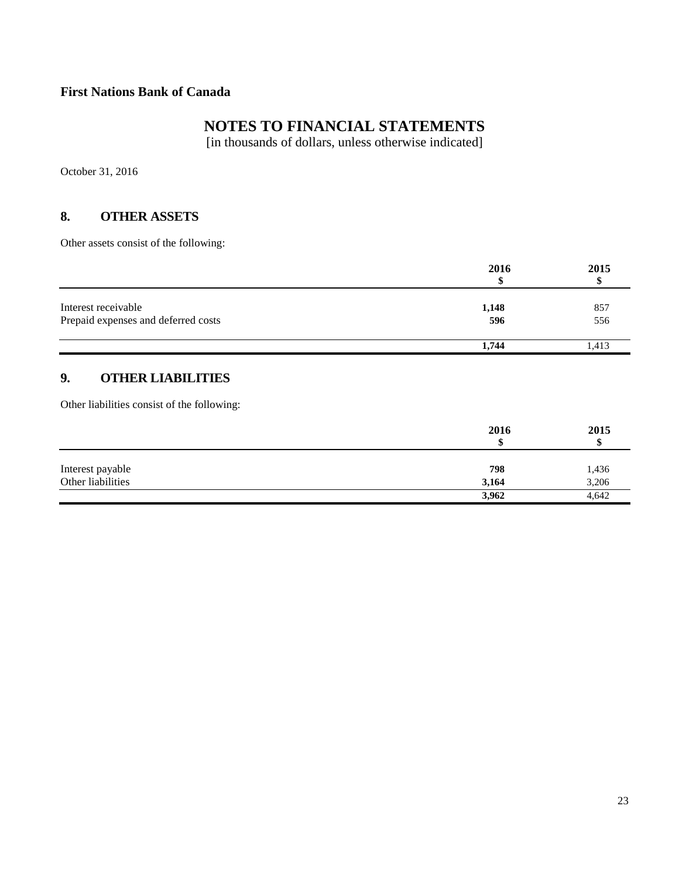**First Nations Bank of Canada**

# NOTES TO FINANCIAL STATEMENTS

[in thousands of dollars, unless otherwise indicated]

October 31, 2016

## 8. OTHER ASSETS

Other assets consist of the following:

| | 2016 $ | 2015 $ |
|---|---|---|
| Interest receivable | **1,148** | 857 |
| Prepaid expenses and deferred costs | **596** | 556 |
| | **1,744** | 1,413 |

## 9. OTHER LIABILITIES

Other liabilities consist of the following:

| | 2016 $ | 2015 $ |
|---|---|---|
| Interest payable | **798** | 1,436 |
| Other liabilities | **3,164** | 3,206 |
| | **3,962** | 4,642 |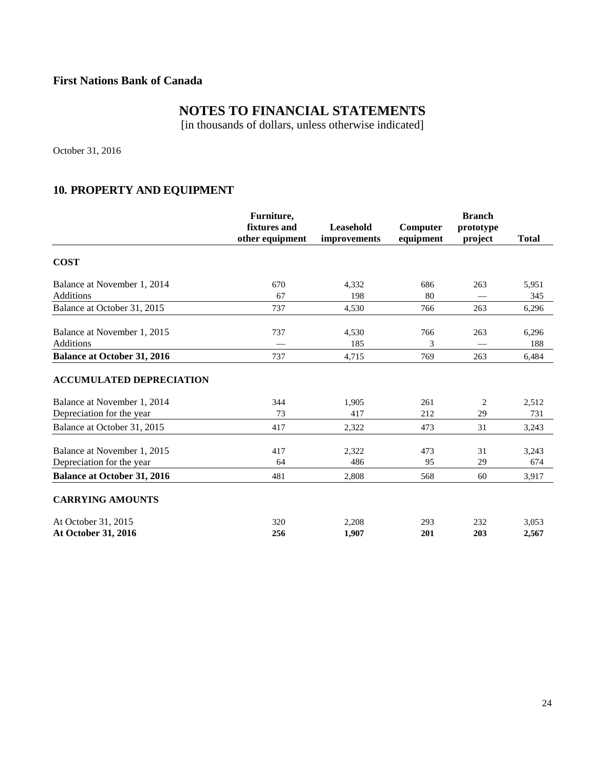**First Nations Bank of Canada**

# NOTES TO FINANCIAL STATEMENTS

[in thousands of dollars, unless otherwise indicated]

October 31, 2016

## 10. PROPERTY AND EQUIPMENT

| | Furniture, fixtures and other equipment | Leasehold improvements | Computer equipment | Branch prototype project | Total |
|---|---|---|---|---|---|
| **COST** | | | | | |
| Balance at November 1, 2014 | 670 | 4,332 | 686 | 263 | 5,951 |
| Additions | 67 | 198 | 80 | — | 345 |
| Balance at October 31, 2015 | 737 | 4,530 | 766 | 263 | 6,296 |
| Balance at November 1, 2015 | 737 | 4,530 | 766 | 263 | 6,296 |
| Additions | — | 185 | 3 | — | 188 |
| **Balance at October 31, 2016** | 737 | 4,715 | 769 | 263 | 6,484 |
| **ACCUMULATED DEPRECIATION** | | | | | |
| Balance at November 1, 2014 | 344 | 1,905 | 261 | 2 | 2,512 |
| Depreciation for the year | 73 | 417 | 212 | 29 | 731 |
| Balance at October 31, 2015 | 417 | 2,322 | 473 | 31 | 3,243 |
| Balance at November 1, 2015 | 417 | 2,322 | 473 | 31 | 3,243 |
| Depreciation for the year | 64 | 486 | 95 | 29 | 674 |
| **Balance at October 31, 2016** | 481 | 2,808 | 568 | 60 | 3,917 |
| **CARRYING AMOUNTS** | | | | | |
| At October 31, 2015 | 320 | 2,208 | 293 | 232 | 3,053 |
| **At October 31, 2016** | **256** | **1,907** | **201** | **203** | **2,567** |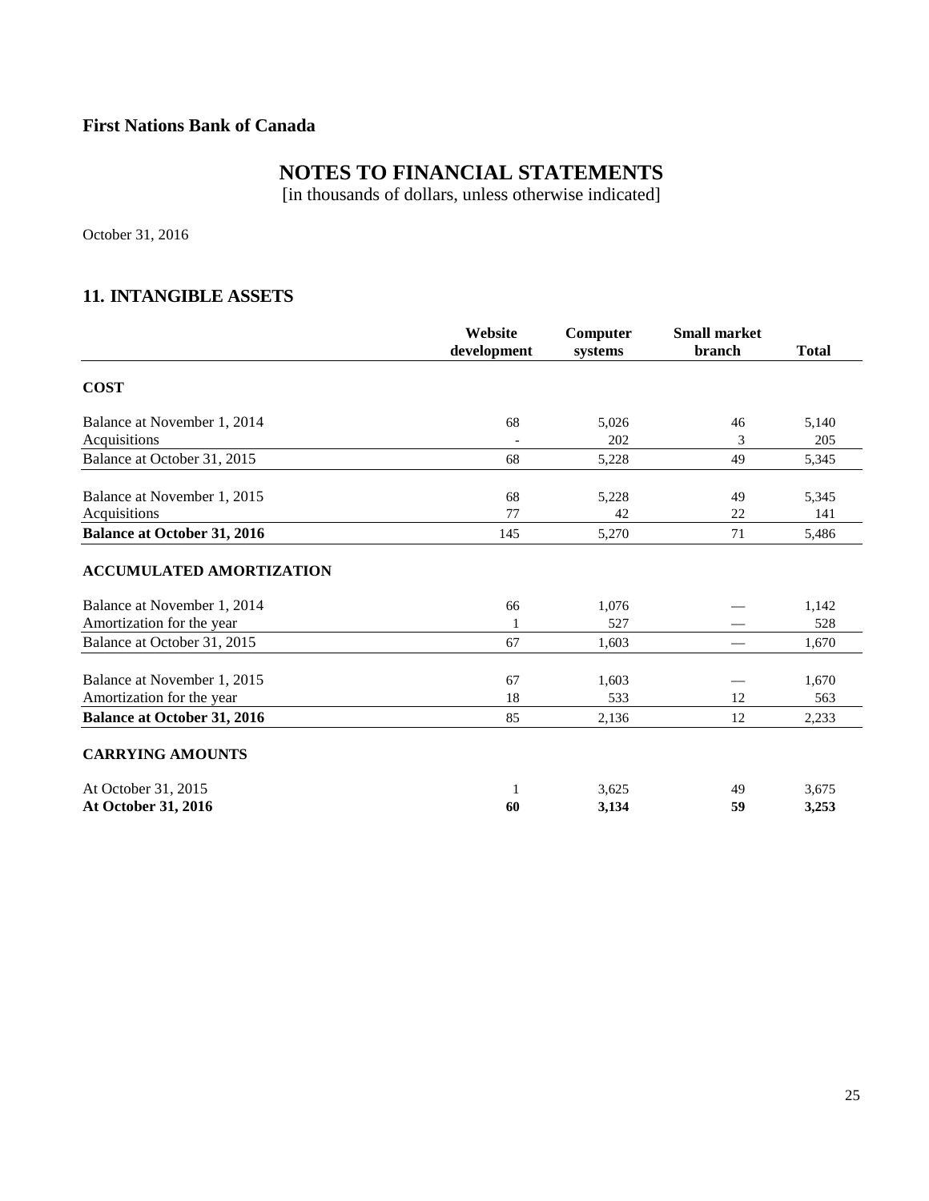**First Nations Bank of Canada**

# NOTES TO FINANCIAL STATEMENTS

[in thousands of dollars, unless otherwise indicated]

October 31, 2016

## 11. INTANGIBLE ASSETS

| | Website development | Computer systems | Small market branch | Total |
|---|---|---|---|---|
| **COST** | | | | |
| Balance at November 1, 2014 | 68 | 5,026 | 46 | 5,140 |
| Acquisitions | - | 202 | 3 | 205 |
| Balance at October 31, 2015 | 68 | 5,228 | 49 | 5,345 |
| Balance at November 1, 2015 | 68 | 5,228 | 49 | 5,345 |
| Acquisitions | 77 | 42 | 22 | 141 |
| **Balance at October 31, 2016** | 145 | 5,270 | 71 | 5,486 |
| **ACCUMULATED AMORTIZATION** | | | | |
| Balance at November 1, 2014 | 66 | 1,076 | — | 1,142 |
| Amortization for the year | 1 | 527 | — | 528 |
| Balance at October 31, 2015 | 67 | 1,603 | — | 1,670 |
| Balance at November 1, 2015 | 67 | 1,603 | — | 1,670 |
| Amortization for the year | 18 | 533 | 12 | 563 |
| **Balance at October 31, 2016** | 85 | 2,136 | 12 | 2,233 |
| **CARRYING AMOUNTS** | | | | |
| At October 31, 2015 | 1 | 3,625 | 49 | 3,675 |
| **At October 31, 2016** | **60** | **3,134** | **59** | **3,253** |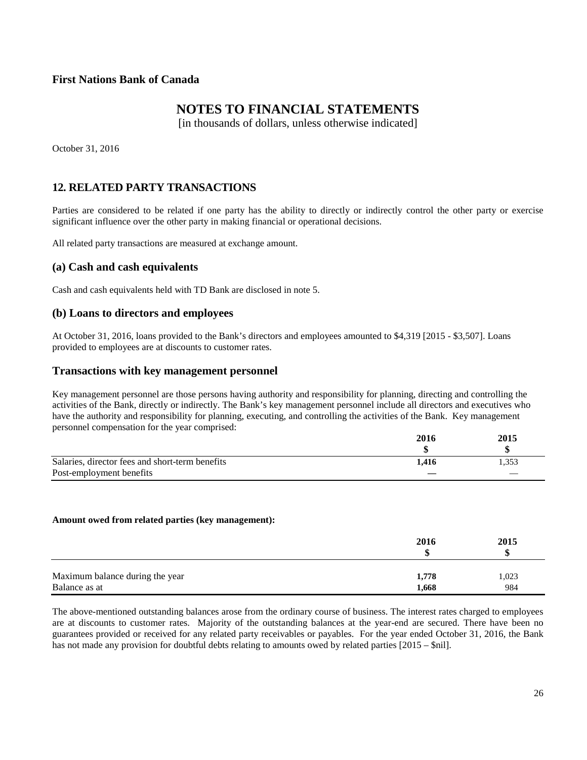**First Nations Bank of Canada**

# NOTES TO FINANCIAL STATEMENTS

[in thousands of dollars, unless otherwise indicated]

October 31, 2016

## 12. RELATED PARTY TRANSACTIONS

Parties are considered to be related if one party has the ability to directly or indirectly control the other party or exercise significant influence over the other party in making financial or operational decisions.

All related party transactions are measured at exchange amount.

### (a) Cash and cash equivalents

Cash and cash equivalents held with TD Bank are disclosed in note 5.

### (b) Loans to directors and employees

At October 31, 2016, loans provided to the Bank's directors and employees amounted to $4,319 [2015 - $3,507]. Loans provided to employees are at discounts to customer rates.

### Transactions with key management personnel

Key management personnel are those persons having authority and responsibility for planning, directing and controlling the activities of the Bank, directly or indirectly. The Bank's key management personnel include all directors and executives who have the authority and responsibility for planning, executing, and controlling the activities of the Bank. Key management personnel compensation for the year comprised:

| | 2016<br>$ | 2015<br>$ |
|---|---|---|
| Salaries, director fees and short-term benefits | **1,416** | 1,353 |
| Post-employment benefits | **—** | — |

**Amount owed from related parties (key management):**

| | 2016<br>$ | 2015<br>$ |
|---|---|---|
| Maximum balance during the year | **1,778** | 1,023 |
| Balance as at | **1,668** | 984 |

The above-mentioned outstanding balances arose from the ordinary course of business. The interest rates charged to employees are at discounts to customer rates. Majority of the outstanding balances at the year-end are secured. There have been no guarantees provided or received for any related party receivables or payables. For the year ended October 31, 2016, the Bank has not made any provision for doubtful debts relating to amounts owed by related parties [2015 – $nil].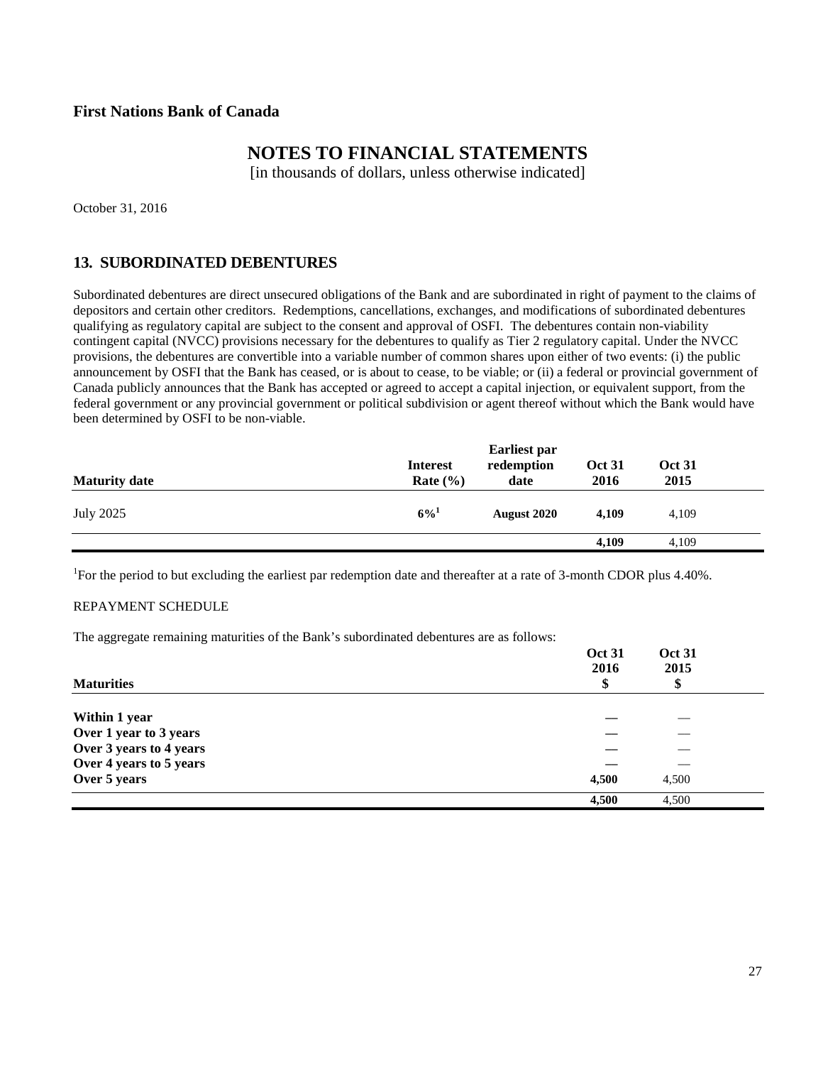**First Nations Bank of Canada**

# NOTES TO FINANCIAL STATEMENTS

[in thousands of dollars, unless otherwise indicated]

October 31, 2016

## 13. SUBORDINATED DEBENTURES

Subordinated debentures are direct unsecured obligations of the Bank and are subordinated in right of payment to the claims of depositors and certain other creditors. Redemptions, cancellations, exchanges, and modifications of subordinated debentures qualifying as regulatory capital are subject to the consent and approval of OSFI. The debentures contain non-viability contingent capital (NVCC) provisions necessary for the debentures to qualify as Tier 2 regulatory capital. Under the NVCC provisions, the debentures are convertible into a variable number of common shares upon either of two events: (i) the public announcement by OSFI that the Bank has ceased, or is about to cease, to be viable; or (ii) a federal or provincial government of Canada publicly announces that the Bank has accepted or agreed to accept a capital injection, or equivalent support, from the federal government or any provincial government or political subdivision or agent thereof without which the Bank would have been determined by OSFI to be non-viable.

| Maturity date | Interest Rate (%) | Earliest par redemption date | Oct 31 2016 | Oct 31 2015 |
|---|---|---|---|---|
| July 2025 | **6%[1]** | **August 2020** | **4,109** | 4,109 |
| | | | **4,109** | 4,109 |

[1]For the period to but excluding the earliest par redemption date and thereafter at a rate of 3-month CDOR plus 4.40%.

REPAYMENT SCHEDULE

The aggregate remaining maturities of the Bank's subordinated debentures are as follows:

| Maturities | Oct 31 2016 $ | Oct 31 2015 $ |
|---|---|---|
| **Within 1 year** | **—** | — |
| **Over 1 year to 3 years** | **—** | — |
| **Over 3 years to 4 years** | **—** | — |
| **Over 4 years to 5 years** | **—** | — |
| **Over 5 years** | **4,500** | 4,500 |
| | **4,500** | 4,500 |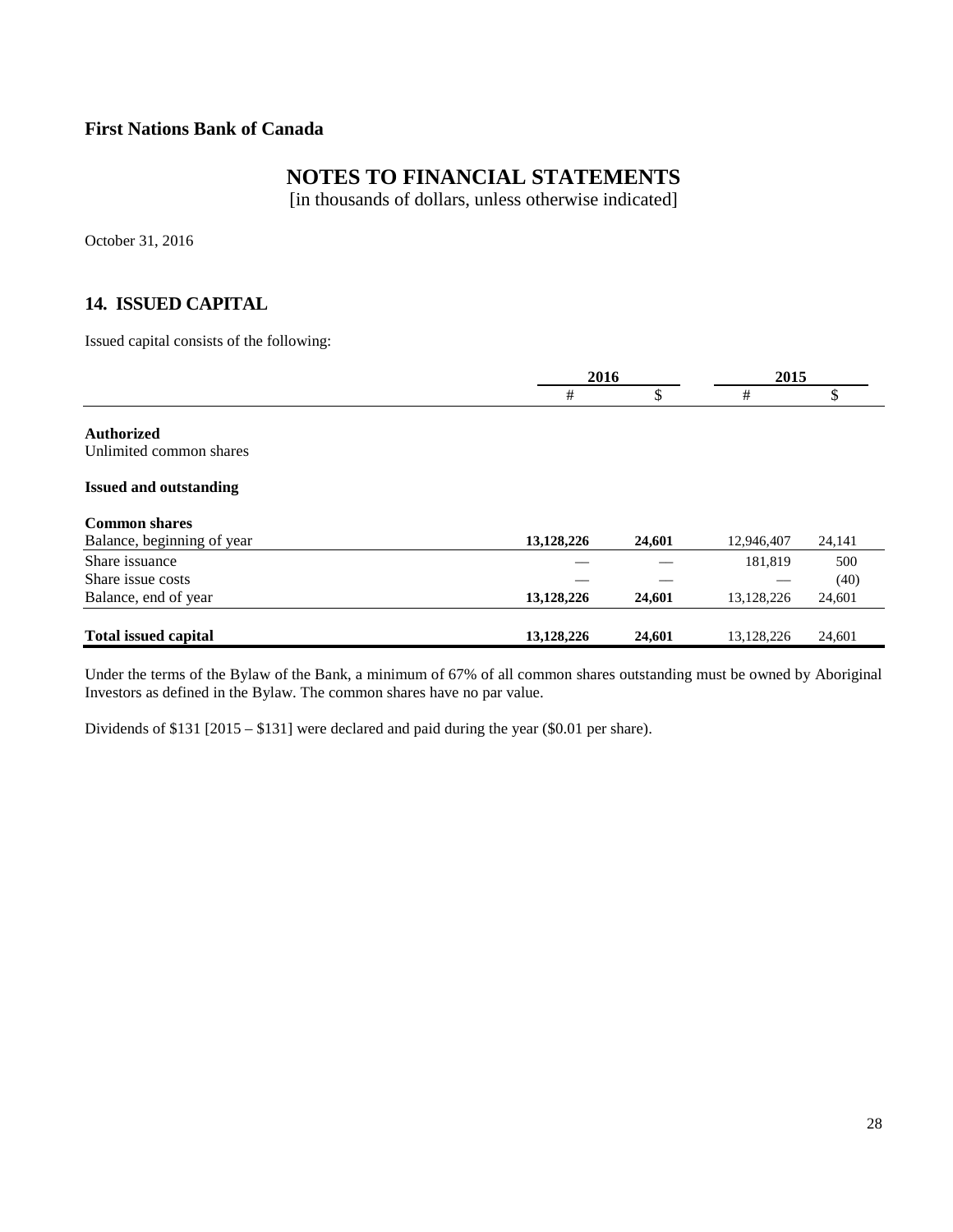**First Nations Bank of Canada**

# NOTES TO FINANCIAL STATEMENTS

[in thousands of dollars, unless otherwise indicated]

October 31, 2016

## 14. ISSUED CAPITAL

Issued capital consists of the following:

| | 2016 | | 2015 | |
|---|---|---|---|---|
| | # | $ | # | $ |
| **Authorized** | | | | |
| Unlimited common shares | | | | |
| **Issued and outstanding** | | | | |
| **Common shares** | | | | |
| Balance, beginning of year | **13,128,226** | **24,601** | 12,946,407 | 24,141 |
| Share issuance | — | — | 181,819 | 500 |
| Share issue costs | — | — | — | (40) |
| Balance, end of year | **13,128,226** | **24,601** | 13,128,226 | 24,601 |
| **Total issued capital** | **13,128,226** | **24,601** | 13,128,226 | 24,601 |

Under the terms of the Bylaw of the Bank, a minimum of 67% of all common shares outstanding must be owned by Aboriginal Investors as defined in the Bylaw. The common shares have no par value.

Dividends of $131 [2015 – $131] were declared and paid during the year ($0.01 per share).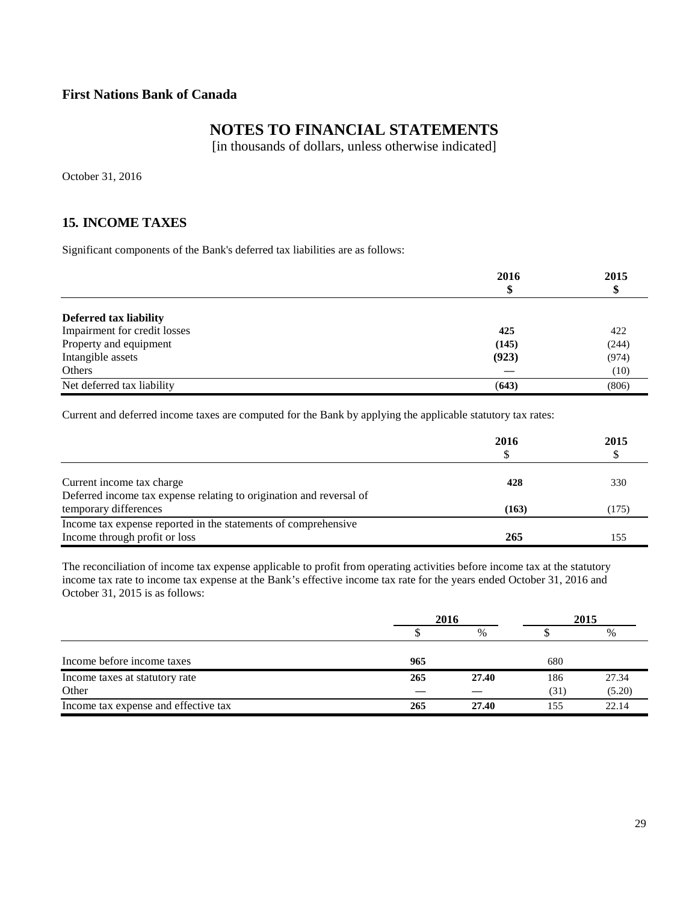**First Nations Bank of Canada**

# NOTES TO FINANCIAL STATEMENTS

[in thousands of dollars, unless otherwise indicated]

October 31, 2016

## 15. INCOME TAXES

Significant components of the Bank's deferred tax liabilities are as follows:

| | 2016<br>$ | 2015<br>$ |
|---|---|---|
| **Deferred tax liability** | | |
| Impairment for credit losses | **425** | 422 |
| Property and equipment | **(145)** | (244) |
| Intangible assets | **(923)** | (974) |
| Others | **—** | (10) |
| Net deferred tax liability | **(643)** | (806) |

Current and deferred income taxes are computed for the Bank by applying the applicable statutory tax rates:

| | 2016<br>$ | 2015<br>$ |
|---|---|---|
| Current income tax charge | **428** | 330 |
| Deferred income tax expense relating to origination and reversal of temporary differences | **(163)** | (175) |
| Income tax expense reported in the statements of comprehensive Income through profit or loss | **265** | 155 |

The reconciliation of income tax expense applicable to profit from operating activities before income tax at the statutory income tax rate to income tax expense at the Bank's effective income tax rate for the years ended October 31, 2016 and October 31, 2015 is as follows:

| | 2016 | | 2015 | |
|---|---|---|---|---|
| | $ | % | $ | % |
| Income before income taxes | **965** | | 680 | |
| Income taxes at statutory rate | **265** | **27.40** | 186 | 27.34 |
| Other | **—** | **—** | (31) | (5.20) |
| Income tax expense and effective tax | **265** | **27.40** | 155 | 22.14 |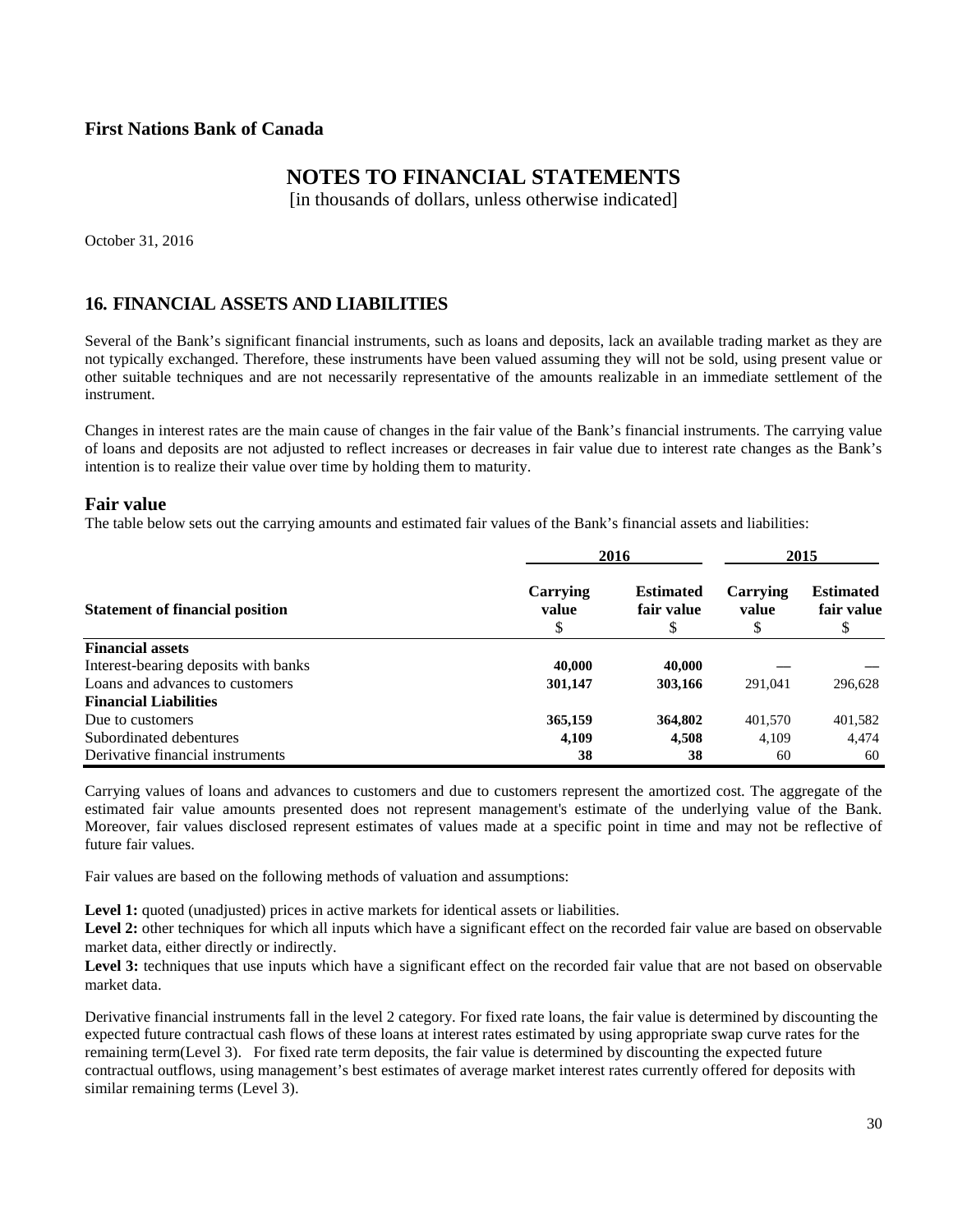**First Nations Bank of Canada**

# NOTES TO FINANCIAL STATEMENTS

[in thousands of dollars, unless otherwise indicated]

October 31, 2016

## 16. FINANCIAL ASSETS AND LIABILITIES

Several of the Bank's significant financial instruments, such as loans and deposits, lack an available trading market as they are not typically exchanged. Therefore, these instruments have been valued assuming they will not be sold, using present value or other suitable techniques and are not necessarily representative of the amounts realizable in an immediate settlement of the instrument.

Changes in interest rates are the main cause of changes in the fair value of the Bank's financial instruments. The carrying value of loans and deposits are not adjusted to reflect increases or decreases in fair value due to interest rate changes as the Bank's intention is to realize their value over time by holding them to maturity.

### Fair value

The table below sets out the carrying amounts and estimated fair values of the Bank's financial assets and liabilities:

| | 2016 | | 2015 | |
|---|---|---|---|---|
| **Statement of financial position** | **Carrying value** $ | **Estimated fair value** $ | **Carrying value** $ | **Estimated fair value** $ |
| **Financial assets** | | | | |
| Interest-bearing deposits with banks | **40,000** | **40,000** | — | — |
| Loans and advances to customers | **301,147** | **303,166** | 291,041 | 296,628 |
| **Financial Liabilities** | | | | |
| Due to customers | **365,159** | **364,802** | 401,570 | 401,582 |
| Subordinated debentures | **4,109** | **4,508** | 4,109 | 4,474 |
| Derivative financial instruments | **38** | **38** | 60 | 60 |

Carrying values of loans and advances to customers and due to customers represent the amortized cost. The aggregate of the estimated fair value amounts presented does not represent management's estimate of the underlying value of the Bank. Moreover, fair values disclosed represent estimates of values made at a specific point in time and may not be reflective of future fair values.

Fair values are based on the following methods of valuation and assumptions:

**Level 1:** quoted (unadjusted) prices in active markets for identical assets or liabilities.

**Level 2:** other techniques for which all inputs which have a significant effect on the recorded fair value are based on observable market data, either directly or indirectly.

**Level 3:** techniques that use inputs which have a significant effect on the recorded fair value that are not based on observable market data.

Derivative financial instruments fall in the level 2 category. For fixed rate loans, the fair value is determined by discounting the expected future contractual cash flows of these loans at interest rates estimated by using appropriate swap curve rates for the remaining term(Level 3). For fixed rate term deposits, the fair value is determined by discounting the expected future contractual outflows, using management's best estimates of average market interest rates currently offered for deposits with similar remaining terms (Level 3).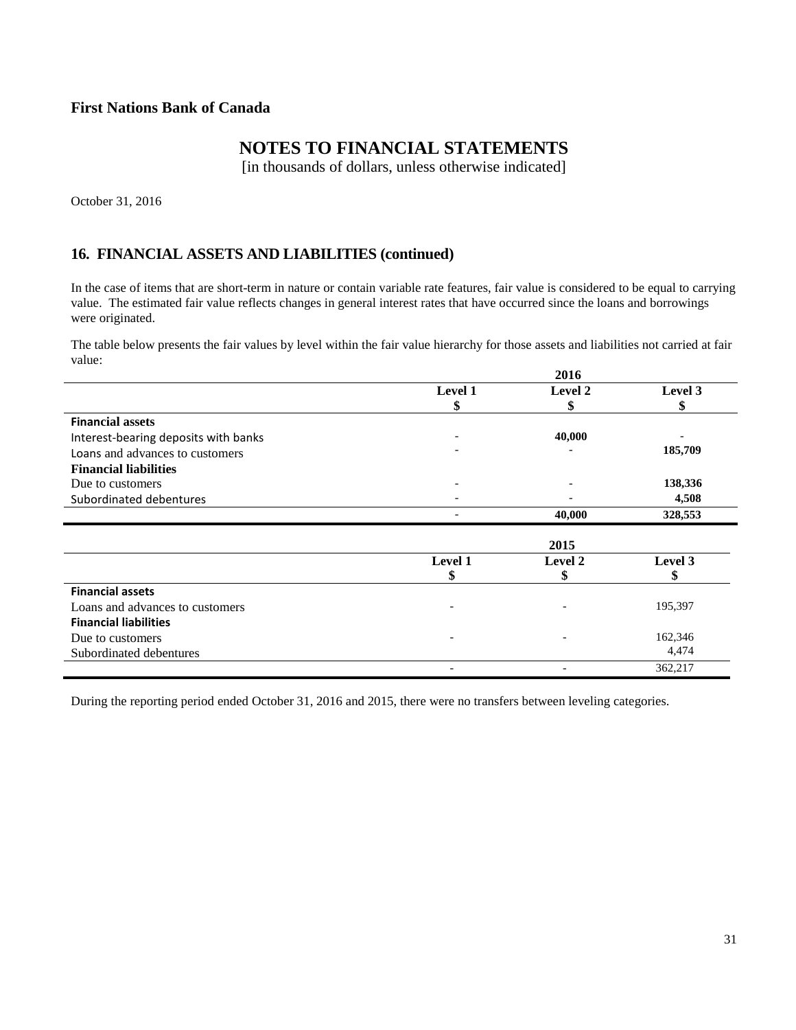**First Nations Bank of Canada**

# NOTES TO FINANCIAL STATEMENTS

[in thousands of dollars, unless otherwise indicated]

October 31, 2016

## 16. FINANCIAL ASSETS AND LIABILITIES (continued)

In the case of items that are short-term in nature or contain variable rate features, fair value is considered to be equal to carrying value. The estimated fair value reflects changes in general interest rates that have occurred since the loans and borrowings were originated.

The table below presents the fair values by level within the fair value hierarchy for those assets and liabilities not carried at fair value:

| | 2016 | | |
|---|---|---|---|
| | **Level 1**<br>**$** | **Level 2**<br>**$** | **Level 3**<br>**$** |
| **Financial assets** | | | |
| Interest-bearing deposits with banks | - | **40,000** | - |
| Loans and advances to customers | - | - | **185,709** |
| **Financial liabilities** | | | |
| Due to customers | - | - | **138,336** |
| Subordinated debentures | - | - | **4,508** |
| | - | **40,000** | **328,553** |

| | 2015 | | |
|---|---|---|---|
| | **Level 1**<br>**$** | **Level 2**<br>**$** | **Level 3**<br>**$** |
| **Financial assets** | | | |
| Loans and advances to customers | - | - | 195,397 |
| **Financial liabilities** | | | |
| Due to customers | - | - | 162,346 |
| Subordinated debentures | | | 4,474 |
| | - | - | 362,217 |

During the reporting period ended October 31, 2016 and 2015, there were no transfers between leveling categories.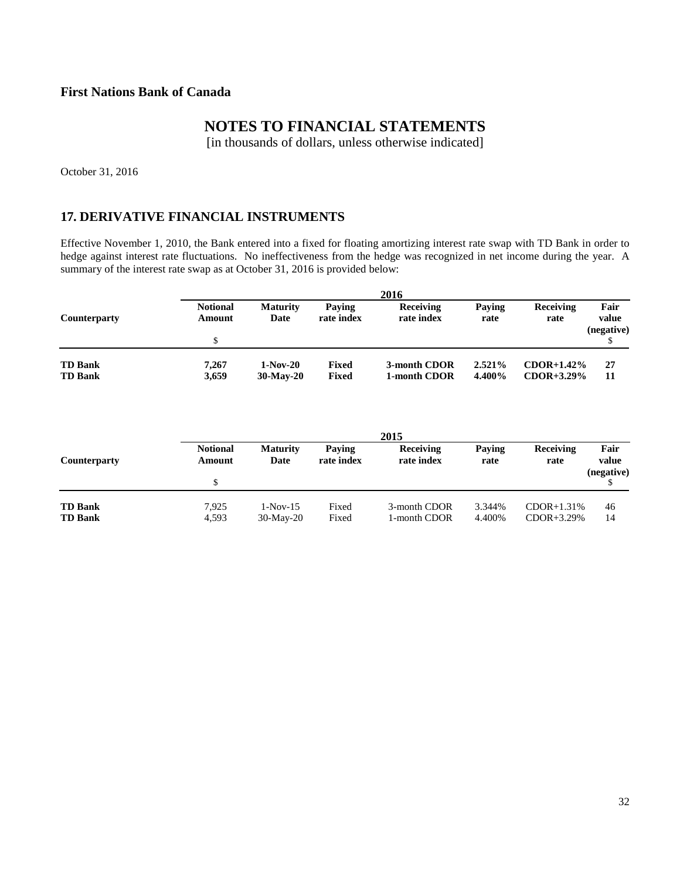**First Nations Bank of Canada**

# NOTES TO FINANCIAL STATEMENTS

[in thousands of dollars, unless otherwise indicated]

October 31, 2016

## 17. DERIVATIVE FINANCIAL INSTRUMENTS

Effective November 1, 2010, the Bank entered into a fixed for floating amortizing interest rate swap with TD Bank in order to hedge against interest rate fluctuations. No ineffectiveness from the hedge was recognized in net income during the year. A summary of the interest rate swap as at October 31, 2016 is provided below:

| | 2016 | | | | | | |
|---|---|---|---|---|---|---|---|
| **Counterparty** | **Notional Amount** | **Maturity Date** | **Paying rate index** | **Receiving rate index** | **Paying rate** | **Receiving rate** | **Fair value (negative)** |
| | $ | | | | | | $ |
| **TD Bank** | **7,267** | **1-Nov-20** | **Fixed** | **3-month CDOR** | **2.521%** | **CDOR+1.42%** | **27** |
| **TD Bank** | **3,659** | **30-May-20** | **Fixed** | **1-month CDOR** | **4.400%** | **CDOR+3.29%** | **11** |

| | 2015 | | | | | | |
|---|---|---|---|---|---|---|---|
| **Counterparty** | **Notional Amount** | **Maturity Date** | **Paying rate index** | **Receiving rate index** | **Paying rate** | **Receiving rate** | **Fair value (negative)** |
| | $ | | | | | | $ |
| **TD Bank** | 7,925 | 1-Nov-15 | Fixed | 3-month CDOR | 3.344% | CDOR+1.31% | 46 |
| **TD Bank** | 4,593 | 30-May-20 | Fixed | 1-month CDOR | 4.400% | CDOR+3.29% | 14 |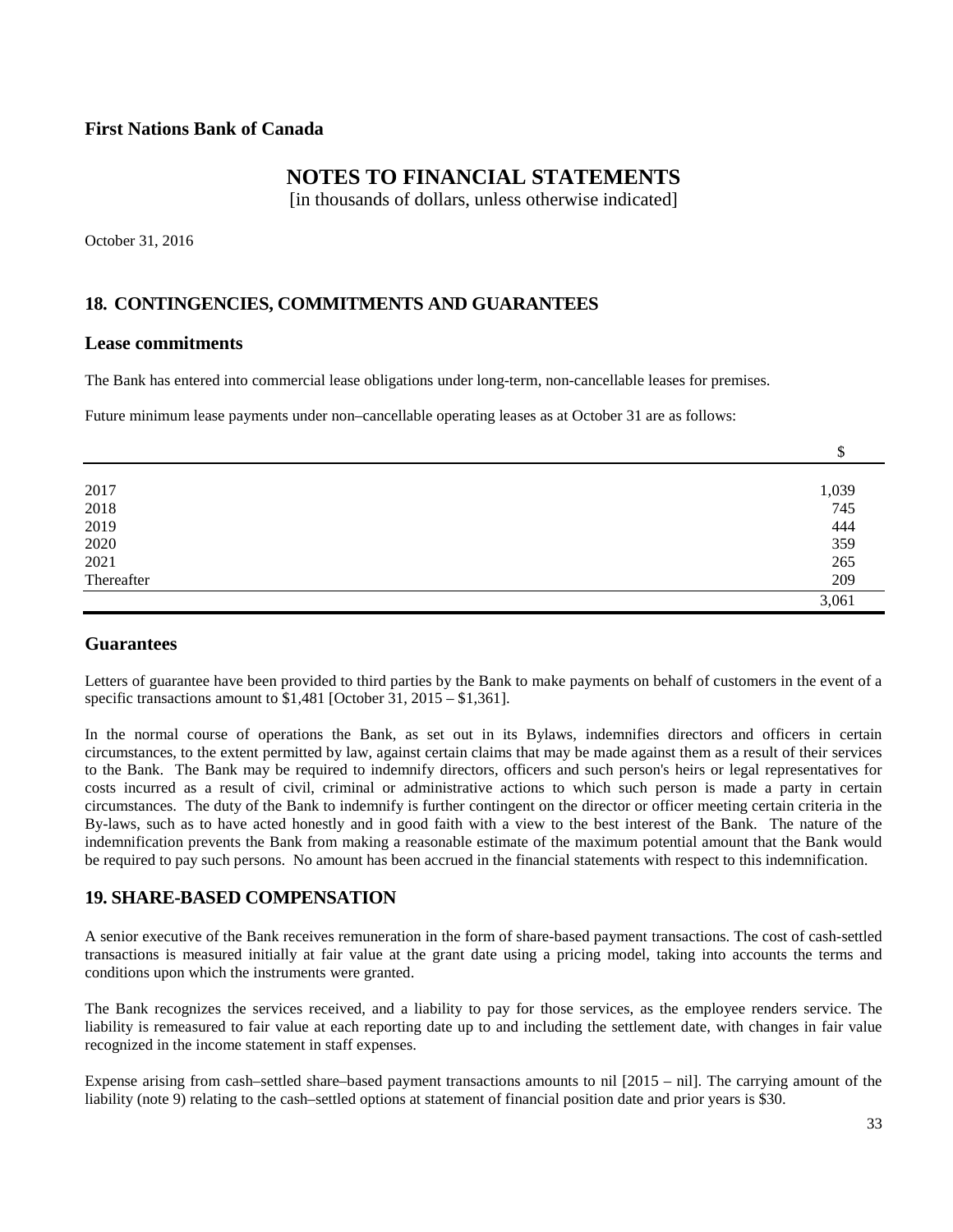**First Nations Bank of Canada**

# NOTES TO FINANCIAL STATEMENTS

[in thousands of dollars, unless otherwise indicated]

October 31, 2016

## 18. CONTINGENCIES, COMMITMENTS AND GUARANTEES

### Lease commitments

The Bank has entered into commercial lease obligations under long-term, non-cancellable leases for premises.

Future minimum lease payments under non–cancellable operating leases as at October 31 are as follows:

| | $ |
|---|---|
| 2017 | 1,039 |
| 2018 | 745 |
| 2019 | 444 |
| 2020 | 359 |
| 2021 | 265 |
| Thereafter | 209 |
| | 3,061 |

### Guarantees

Letters of guarantee have been provided to third parties by the Bank to make payments on behalf of customers in the event of a specific transactions amount to $1,481 [October 31, 2015 – $1,361].

In the normal course of operations the Bank, as set out in its Bylaws, indemnifies directors and officers in certain circumstances, to the extent permitted by law, against certain claims that may be made against them as a result of their services to the Bank. The Bank may be required to indemnify directors, officers and such person's heirs or legal representatives for costs incurred as a result of civil, criminal or administrative actions to which such person is made a party in certain circumstances. The duty of the Bank to indemnify is further contingent on the director or officer meeting certain criteria in the By-laws, such as to have acted honestly and in good faith with a view to the best interest of the Bank. The nature of the indemnification prevents the Bank from making a reasonable estimate of the maximum potential amount that the Bank would be required to pay such persons. No amount has been accrued in the financial statements with respect to this indemnification.

## 19. SHARE-BASED COMPENSATION

A senior executive of the Bank receives remuneration in the form of share-based payment transactions. The cost of cash-settled transactions is measured initially at fair value at the grant date using a pricing model, taking into accounts the terms and conditions upon which the instruments were granted.

The Bank recognizes the services received, and a liability to pay for those services, as the employee renders service. The liability is remeasured to fair value at each reporting date up to and including the settlement date, with changes in fair value recognized in the income statement in staff expenses.

Expense arising from cash–settled share–based payment transactions amounts to nil [2015 – nil]. The carrying amount of the liability (note 9) relating to the cash–settled options at statement of financial position date and prior years is $30.